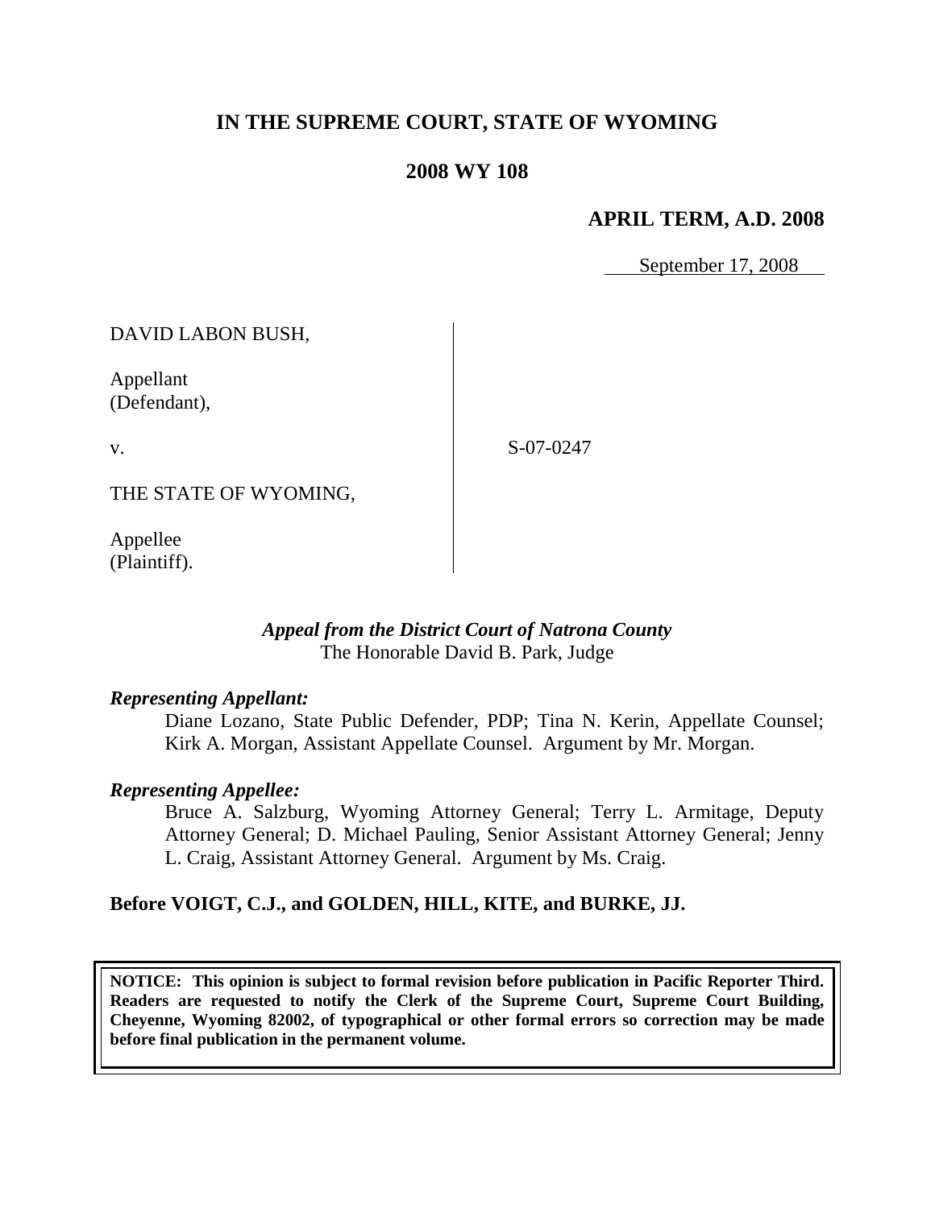**IN THE SUPREME COURT, STATE OF WYOMING**

**2008 WY 108**

**APRIL TERM, A.D. 2008**

September 17, 2008

DAVID LABON BUSH,

Appellant
(Defendant),

v.

S-07-0247

THE STATE OF WYOMING,

Appellee
(Plaintiff).

*Appeal from the District Court of Natrona County*
The Honorable David B. Park, Judge

*Representing Appellant:*

Diane Lozano, State Public Defender, PDP; Tina N. Kerin, Appellate Counsel; Kirk A. Morgan, Assistant Appellate Counsel. Argument by Mr. Morgan.

*Representing Appellee:*

Bruce A. Salzburg, Wyoming Attorney General; Terry L. Armitage, Deputy Attorney General; D. Michael Pauling, Senior Assistant Attorney General; Jenny L. Craig, Assistant Attorney General. Argument by Ms. Craig.

**Before VOIGT, C.J., and GOLDEN, HILL, KITE, and BURKE, JJ.**

**NOTICE: This opinion is subject to formal revision before publication in Pacific Reporter Third. Readers are requested to notify the Clerk of the Supreme Court, Supreme Court Building, Cheyenne, Wyoming 82002, of typographical or other formal errors so correction may be made before final publication in the permanent volume.**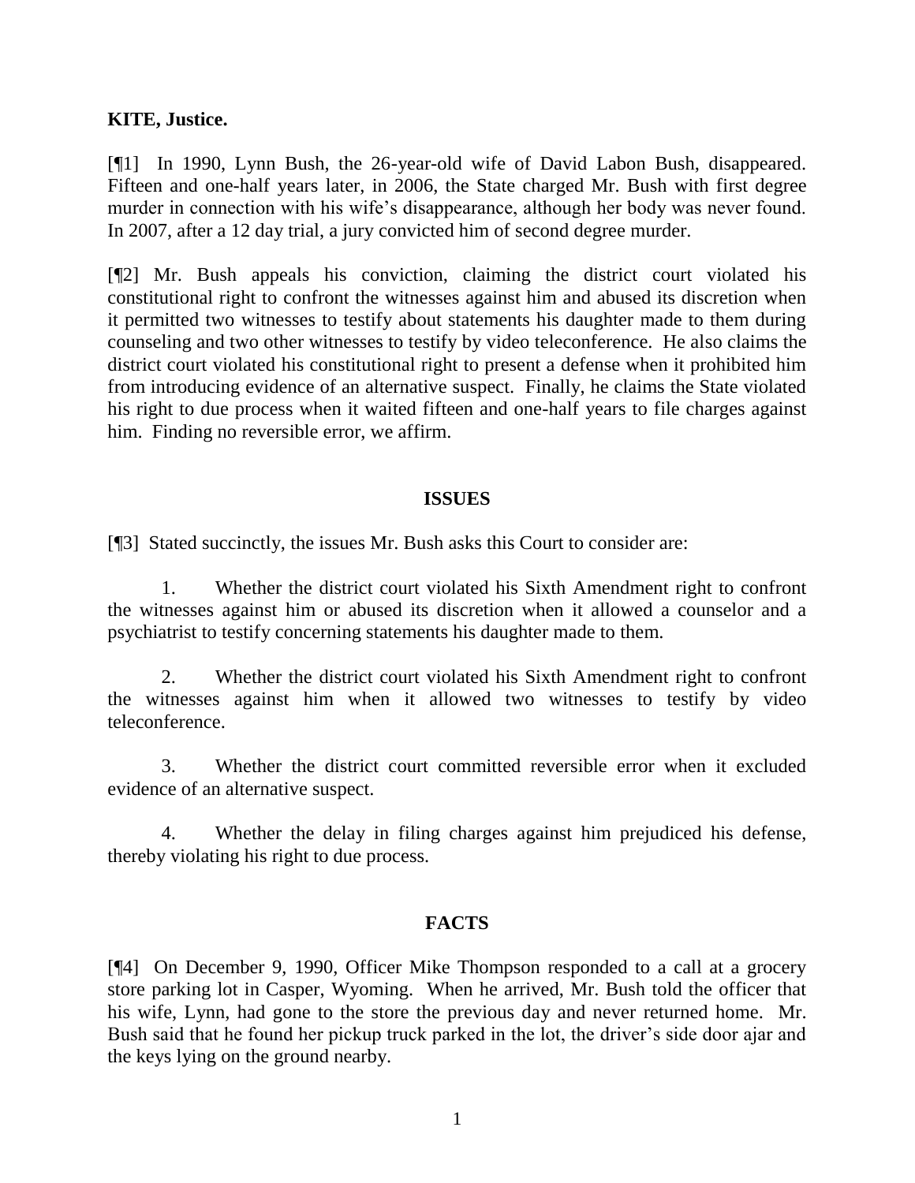**KITE, Justice.**

[¶1] In 1990, Lynn Bush, the 26-year-old wife of David Labon Bush, disappeared. Fifteen and one-half years later, in 2006, the State charged Mr. Bush with first degree murder in connection with his wife's disappearance, although her body was never found. In 2007, after a 12 day trial, a jury convicted him of second degree murder.

[¶2] Mr. Bush appeals his conviction, claiming the district court violated his constitutional right to confront the witnesses against him and abused its discretion when it permitted two witnesses to testify about statements his daughter made to them during counseling and two other witnesses to testify by video teleconference. He also claims the district court violated his constitutional right to present a defense when it prohibited him from introducing evidence of an alternative suspect. Finally, he claims the State violated his right to due process when it waited fifteen and one-half years to file charges against him. Finding no reversible error, we affirm.

## ISSUES

[¶3] Stated succinctly, the issues Mr. Bush asks this Court to consider are:

1. Whether the district court violated his Sixth Amendment right to confront the witnesses against him or abused its discretion when it allowed a counselor and a psychiatrist to testify concerning statements his daughter made to them.

2. Whether the district court violated his Sixth Amendment right to confront the witnesses against him when it allowed two witnesses to testify by video teleconference.

3. Whether the district court committed reversible error when it excluded evidence of an alternative suspect.

4. Whether the delay in filing charges against him prejudiced his defense, thereby violating his right to due process.

## FACTS

[¶4] On December 9, 1990, Officer Mike Thompson responded to a call at a grocery store parking lot in Casper, Wyoming. When he arrived, Mr. Bush told the officer that his wife, Lynn, had gone to the store the previous day and never returned home. Mr. Bush said that he found her pickup truck parked in the lot, the driver's side door ajar and the keys lying on the ground nearby.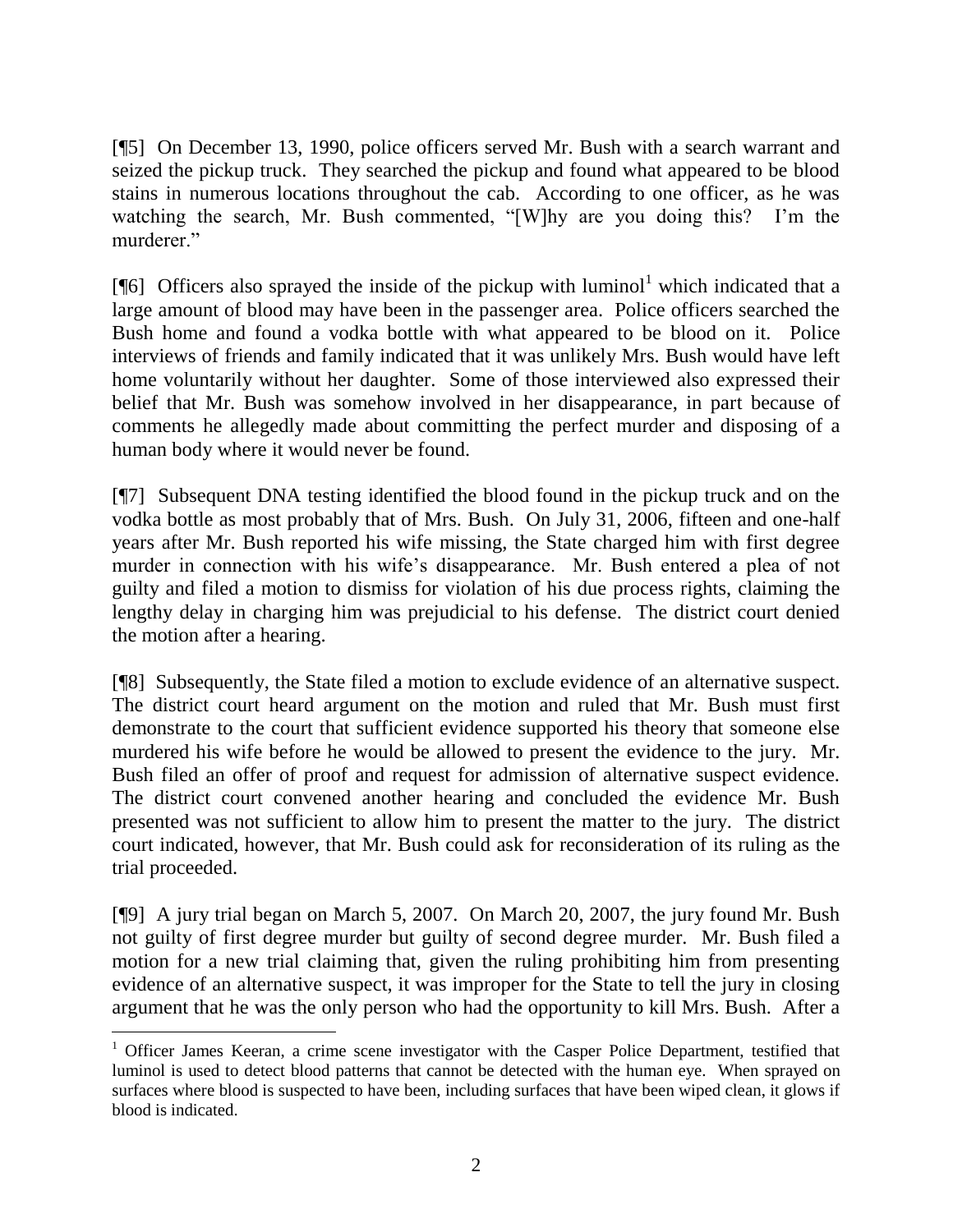[¶5] On December 13, 1990, police officers served Mr. Bush with a search warrant and seized the pickup truck. They searched the pickup and found what appeared to be blood stains in numerous locations throughout the cab. According to one officer, as he was watching the search, Mr. Bush commented, "[W]hy are you doing this? I'm the murderer."

[¶6] Officers also sprayed the inside of the pickup with luminol[1] which indicated that a large amount of blood may have been in the passenger area. Police officers searched the Bush home and found a vodka bottle with what appeared to be blood on it. Police interviews of friends and family indicated that it was unlikely Mrs. Bush would have left home voluntarily without her daughter. Some of those interviewed also expressed their belief that Mr. Bush was somehow involved in her disappearance, in part because of comments he allegedly made about committing the perfect murder and disposing of a human body where it would never be found.

[¶7] Subsequent DNA testing identified the blood found in the pickup truck and on the vodka bottle as most probably that of Mrs. Bush. On July 31, 2006, fifteen and one-half years after Mr. Bush reported his wife missing, the State charged him with first degree murder in connection with his wife's disappearance. Mr. Bush entered a plea of not guilty and filed a motion to dismiss for violation of his due process rights, claiming the lengthy delay in charging him was prejudicial to his defense. The district court denied the motion after a hearing.

[¶8] Subsequently, the State filed a motion to exclude evidence of an alternative suspect. The district court heard argument on the motion and ruled that Mr. Bush must first demonstrate to the court that sufficient evidence supported his theory that someone else murdered his wife before he would be allowed to present the evidence to the jury. Mr. Bush filed an offer of proof and request for admission of alternative suspect evidence. The district court convened another hearing and concluded the evidence Mr. Bush presented was not sufficient to allow him to present the matter to the jury. The district court indicated, however, that Mr. Bush could ask for reconsideration of its ruling as the trial proceeded.

[¶9] A jury trial began on March 5, 2007. On March 20, 2007, the jury found Mr. Bush not guilty of first degree murder but guilty of second degree murder. Mr. Bush filed a motion for a new trial claiming that, given the ruling prohibiting him from presenting evidence of an alternative suspect, it was improper for the State to tell the jury in closing argument that he was the only person who had the opportunity to kill Mrs. Bush. After a

---

[1] Officer James Keeran, a crime scene investigator with the Casper Police Department, testified that luminol is used to detect blood patterns that cannot be detected with the human eye. When sprayed on surfaces where blood is suspected to have been, including surfaces that have been wiped clean, it glows if blood is indicated.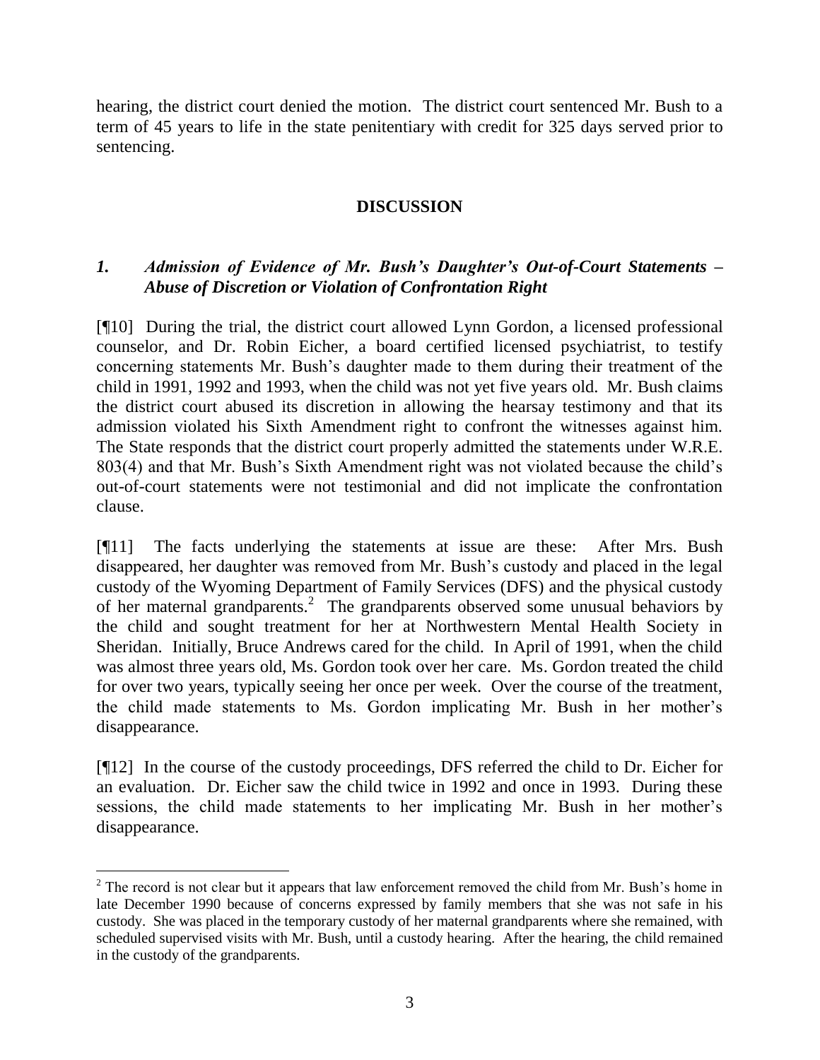hearing, the district court denied the motion. The district court sentenced Mr. Bush to a term of 45 years to life in the state penitentiary with credit for 325 days served prior to sentencing.

## DISCUSSION

### *1. Admission of Evidence of Mr. Bush's Daughter's Out-of-Court Statements – Abuse of Discretion or Violation of Confrontation Right*

[¶10] During the trial, the district court allowed Lynn Gordon, a licensed professional counselor, and Dr. Robin Eicher, a board certified licensed psychiatrist, to testify concerning statements Mr. Bush's daughter made to them during their treatment of the child in 1991, 1992 and 1993, when the child was not yet five years old. Mr. Bush claims the district court abused its discretion in allowing the hearsay testimony and that its admission violated his Sixth Amendment right to confront the witnesses against him. The State responds that the district court properly admitted the statements under W.R.E. 803(4) and that Mr. Bush's Sixth Amendment right was not violated because the child's out-of-court statements were not testimonial and did not implicate the confrontation clause.

[¶11] The facts underlying the statements at issue are these: After Mrs. Bush disappeared, her daughter was removed from Mr. Bush's custody and placed in the legal custody of the Wyoming Department of Family Services (DFS) and the physical custody of her maternal grandparents.[2] The grandparents observed some unusual behaviors by the child and sought treatment for her at Northwestern Mental Health Society in Sheridan. Initially, Bruce Andrews cared for the child. In April of 1991, when the child was almost three years old, Ms. Gordon took over her care. Ms. Gordon treated the child for over two years, typically seeing her once per week. Over the course of the treatment, the child made statements to Ms. Gordon implicating Mr. Bush in her mother's disappearance.

[¶12] In the course of the custody proceedings, DFS referred the child to Dr. Eicher for an evaluation. Dr. Eicher saw the child twice in 1992 and once in 1993. During these sessions, the child made statements to her implicating Mr. Bush in her mother's disappearance.

---

[2] The record is not clear but it appears that law enforcement removed the child from Mr. Bush's home in late December 1990 because of concerns expressed by family members that she was not safe in his custody. She was placed in the temporary custody of her maternal grandparents where she remained, with scheduled supervised visits with Mr. Bush, until a custody hearing. After the hearing, the child remained in the custody of the grandparents.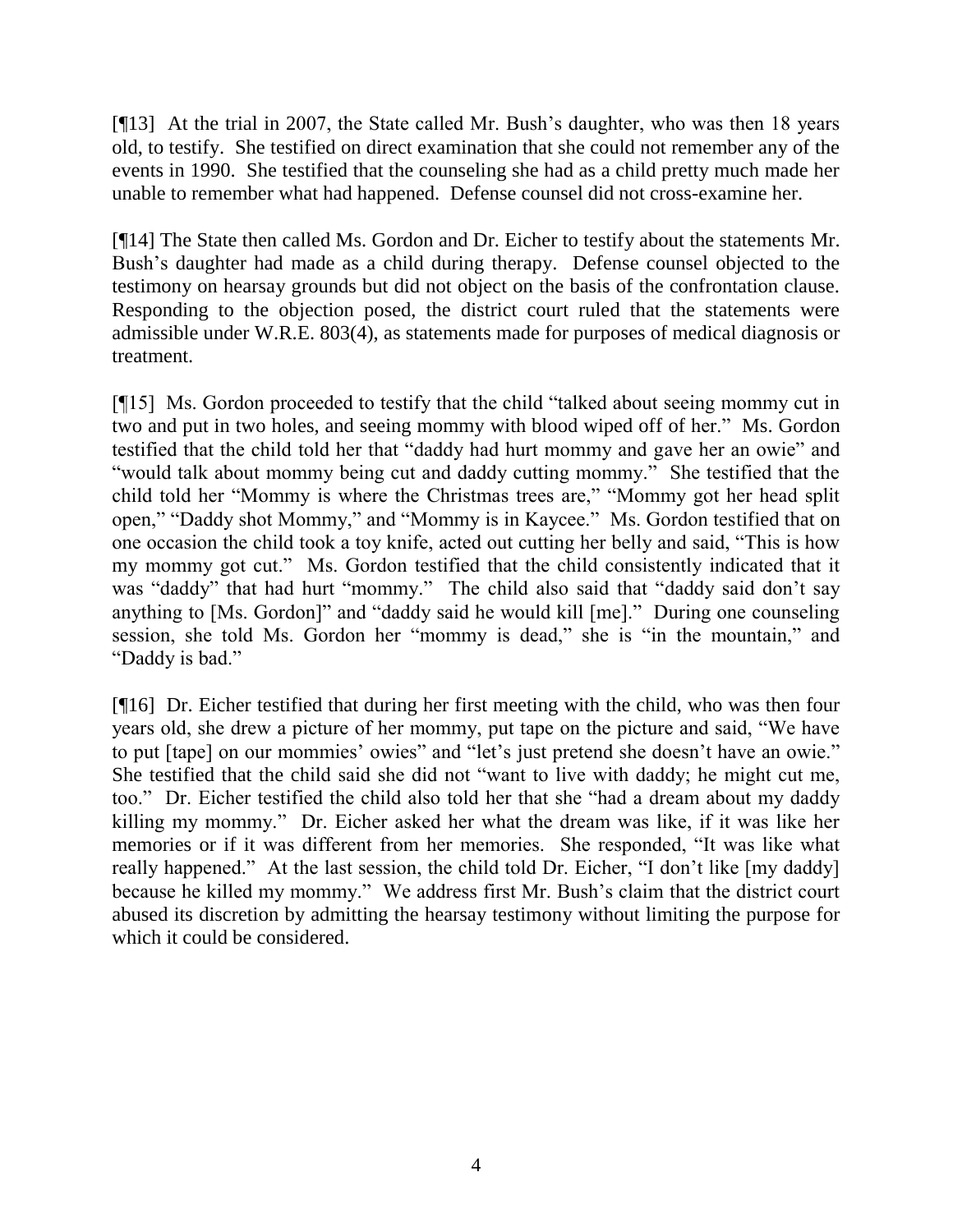[¶13] At the trial in 2007, the State called Mr. Bush's daughter, who was then 18 years old, to testify. She testified on direct examination that she could not remember any of the events in 1990. She testified that the counseling she had as a child pretty much made her unable to remember what had happened. Defense counsel did not cross-examine her.

[¶14] The State then called Ms. Gordon and Dr. Eicher to testify about the statements Mr. Bush's daughter had made as a child during therapy. Defense counsel objected to the testimony on hearsay grounds but did not object on the basis of the confrontation clause. Responding to the objection posed, the district court ruled that the statements were admissible under W.R.E. 803(4), as statements made for purposes of medical diagnosis or treatment.

[¶15] Ms. Gordon proceeded to testify that the child "talked about seeing mommy cut in two and put in two holes, and seeing mommy with blood wiped off of her." Ms. Gordon testified that the child told her that "daddy had hurt mommy and gave her an owie" and "would talk about mommy being cut and daddy cutting mommy." She testified that the child told her "Mommy is where the Christmas trees are," "Mommy got her head split open," "Daddy shot Mommy," and "Mommy is in Kaycee." Ms. Gordon testified that on one occasion the child took a toy knife, acted out cutting her belly and said, "This is how my mommy got cut." Ms. Gordon testified that the child consistently indicated that it was "daddy" that had hurt "mommy." The child also said that "daddy said don't say anything to [Ms. Gordon]" and "daddy said he would kill [me]." During one counseling session, she told Ms. Gordon her "mommy is dead," she is "in the mountain," and "Daddy is bad."

[¶16] Dr. Eicher testified that during her first meeting with the child, who was then four years old, she drew a picture of her mommy, put tape on the picture and said, "We have to put [tape] on our mommies' owies" and "let's just pretend she doesn't have an owie." She testified that the child said she did not "want to live with daddy; he might cut me, too." Dr. Eicher testified the child also told her that she "had a dream about my daddy killing my mommy." Dr. Eicher asked her what the dream was like, if it was like her memories or if it was different from her memories. She responded, "It was like what really happened." At the last session, the child told Dr. Eicher, "I don't like [my daddy] because he killed my mommy." We address first Mr. Bush's claim that the district court abused its discretion by admitting the hearsay testimony without limiting the purpose for which it could be considered.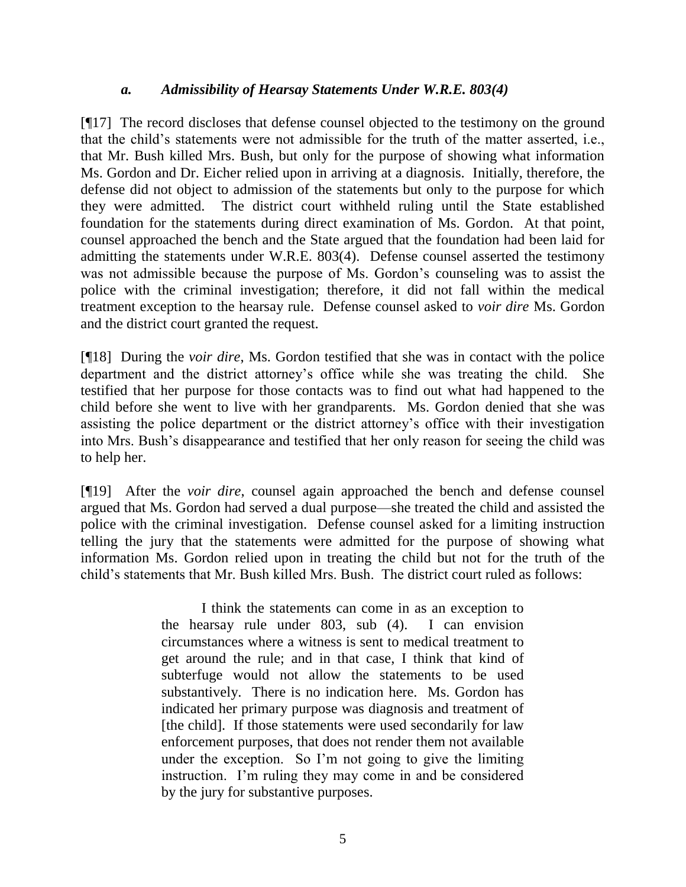### *a. Admissibility of Hearsay Statements Under W.R.E. 803(4)*

[¶17] The record discloses that defense counsel objected to the testimony on the ground that the child's statements were not admissible for the truth of the matter asserted, i.e., that Mr. Bush killed Mrs. Bush, but only for the purpose of showing what information Ms. Gordon and Dr. Eicher relied upon in arriving at a diagnosis. Initially, therefore, the defense did not object to admission of the statements but only to the purpose for which they were admitted. The district court withheld ruling until the State established foundation for the statements during direct examination of Ms. Gordon. At that point, counsel approached the bench and the State argued that the foundation had been laid for admitting the statements under W.R.E. 803(4). Defense counsel asserted the testimony was not admissible because the purpose of Ms. Gordon's counseling was to assist the police with the criminal investigation; therefore, it did not fall within the medical treatment exception to the hearsay rule. Defense counsel asked to *voir dire* Ms. Gordon and the district court granted the request.

[¶18] During the *voir dire*, Ms. Gordon testified that she was in contact with the police department and the district attorney's office while she was treating the child. She testified that her purpose for those contacts was to find out what had happened to the child before she went to live with her grandparents. Ms. Gordon denied that she was assisting the police department or the district attorney's office with their investigation into Mrs. Bush's disappearance and testified that her only reason for seeing the child was to help her.

[¶19] After the *voir dire*, counsel again approached the bench and defense counsel argued that Ms. Gordon had served a dual purpose—she treated the child and assisted the police with the criminal investigation. Defense counsel asked for a limiting instruction telling the jury that the statements were admitted for the purpose of showing what information Ms. Gordon relied upon in treating the child but not for the truth of the child's statements that Mr. Bush killed Mrs. Bush. The district court ruled as follows:

> I think the statements can come in as an exception to the hearsay rule under 803, sub (4). I can envision circumstances where a witness is sent to medical treatment to get around the rule; and in that case, I think that kind of subterfuge would not allow the statements to be used substantively. There is no indication here. Ms. Gordon has indicated her primary purpose was diagnosis and treatment of [the child]. If those statements were used secondarily for law enforcement purposes, that does not render them not available under the exception. So I'm not going to give the limiting instruction. I'm ruling they may come in and be considered by the jury for substantive purposes.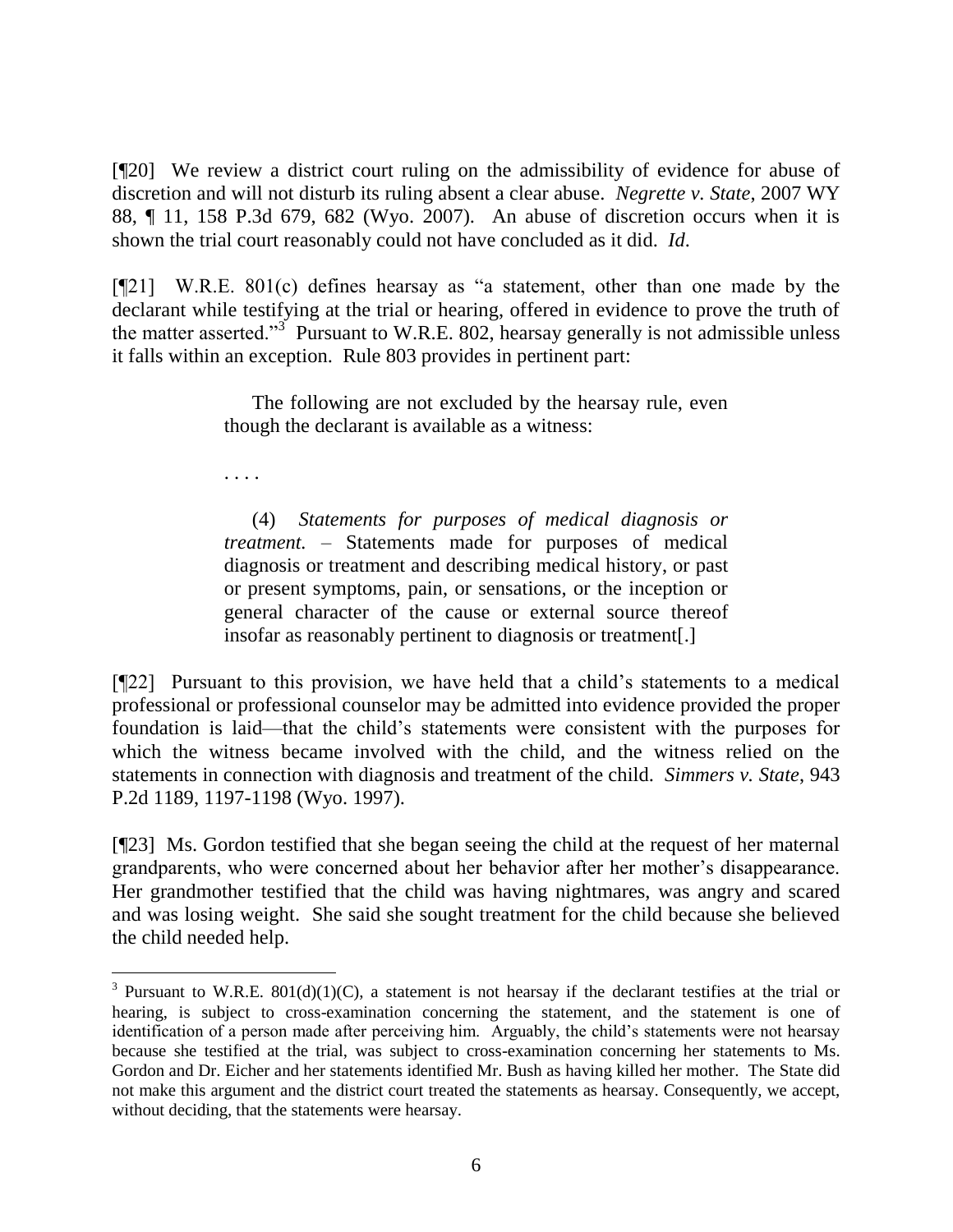[¶20] We review a district court ruling on the admissibility of evidence for abuse of discretion and will not disturb its ruling absent a clear abuse. *Negrette v. State*, 2007 WY 88, ¶ 11, 158 P.3d 679, 682 (Wyo. 2007). An abuse of discretion occurs when it is shown the trial court reasonably could not have concluded as it did. *Id*.

[¶21] W.R.E. 801(c) defines hearsay as "a statement, other than one made by the declarant while testifying at the trial or hearing, offered in evidence to prove the truth of the matter asserted."[3] Pursuant to W.R.E. 802, hearsay generally is not admissible unless it falls within an exception. Rule 803 provides in pertinent part:

> The following are not excluded by the hearsay rule, even though the declarant is available as a witness:
>
> . . . .
>
> (4) *Statements for purposes of medical diagnosis or treatment.* – Statements made for purposes of medical diagnosis or treatment and describing medical history, or past or present symptoms, pain, or sensations, or the inception or general character of the cause or external source thereof insofar as reasonably pertinent to diagnosis or treatment[.]

[¶22] Pursuant to this provision, we have held that a child's statements to a medical professional or professional counselor may be admitted into evidence provided the proper foundation is laid—that the child's statements were consistent with the purposes for which the witness became involved with the child, and the witness relied on the statements in connection with diagnosis and treatment of the child. *Simmers v. State*, 943 P.2d 1189, 1197-1198 (Wyo. 1997).

[¶23] Ms. Gordon testified that she began seeing the child at the request of her maternal grandparents, who were concerned about her behavior after her mother's disappearance. Her grandmother testified that the child was having nightmares, was angry and scared and was losing weight. She said she sought treatment for the child because she believed the child needed help.

---

[3] Pursuant to W.R.E. 801(d)(1)(C), a statement is not hearsay if the declarant testifies at the trial or hearing, is subject to cross-examination concerning the statement, and the statement is one of identification of a person made after perceiving him. Arguably, the child's statements were not hearsay because she testified at the trial, was subject to cross-examination concerning her statements to Ms. Gordon and Dr. Eicher and her statements identified Mr. Bush as having killed her mother. The State did not make this argument and the district court treated the statements as hearsay. Consequently, we accept, without deciding, that the statements were hearsay.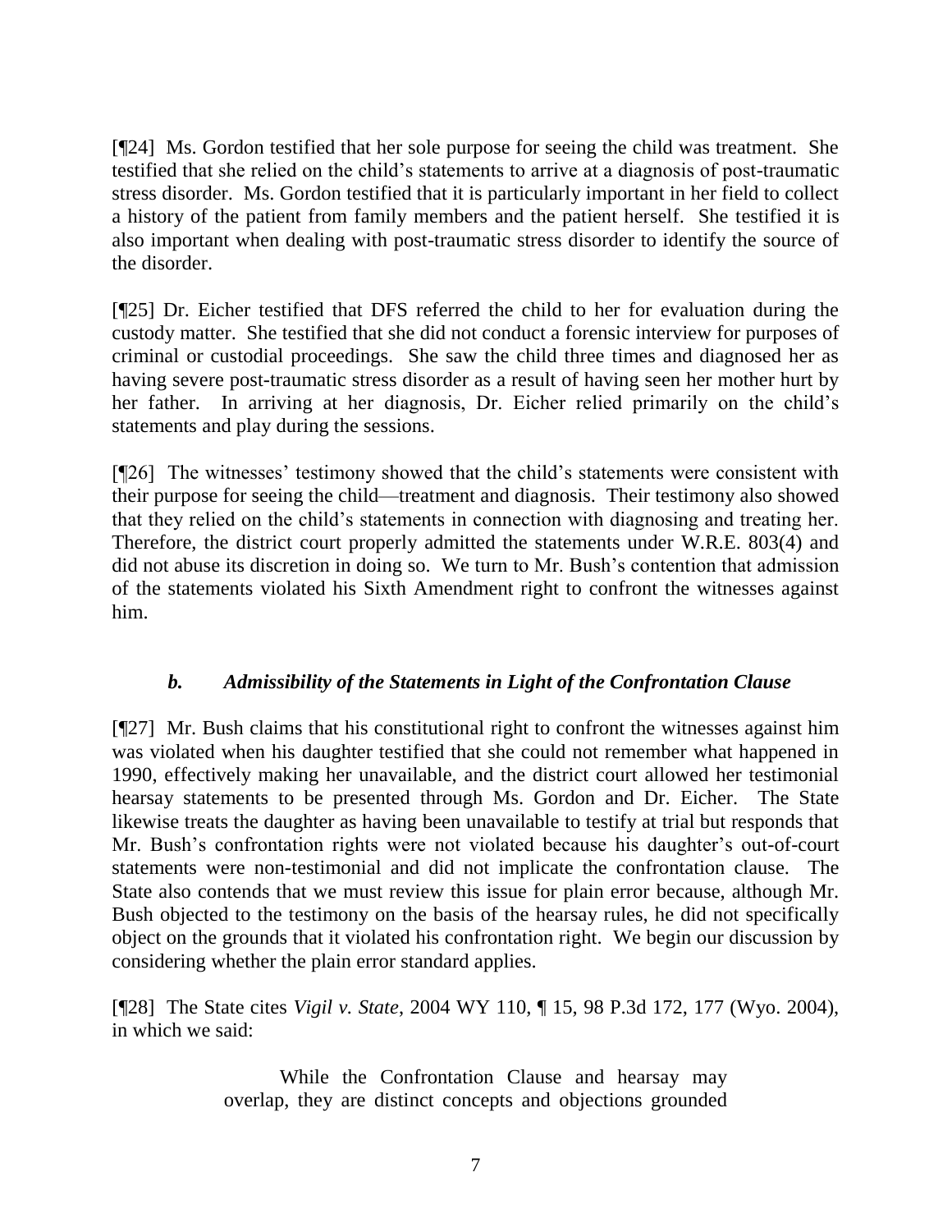[¶24] Ms. Gordon testified that her sole purpose for seeing the child was treatment. She testified that she relied on the child's statements to arrive at a diagnosis of post-traumatic stress disorder. Ms. Gordon testified that it is particularly important in her field to collect a history of the patient from family members and the patient herself. She testified it is also important when dealing with post-traumatic stress disorder to identify the source of the disorder.

[¶25] Dr. Eicher testified that DFS referred the child to her for evaluation during the custody matter. She testified that she did not conduct a forensic interview for purposes of criminal or custodial proceedings. She saw the child three times and diagnosed her as having severe post-traumatic stress disorder as a result of having seen her mother hurt by her father. In arriving at her diagnosis, Dr. Eicher relied primarily on the child's statements and play during the sessions.

[¶26] The witnesses' testimony showed that the child's statements were consistent with their purpose for seeing the child—treatment and diagnosis. Their testimony also showed that they relied on the child's statements in connection with diagnosing and treating her. Therefore, the district court properly admitted the statements under W.R.E. 803(4) and did not abuse its discretion in doing so. We turn to Mr. Bush's contention that admission of the statements violated his Sixth Amendment right to confront the witnesses against him.

### *b. Admissibility of the Statements in Light of the Confrontation Clause*

[¶27] Mr. Bush claims that his constitutional right to confront the witnesses against him was violated when his daughter testified that she could not remember what happened in 1990, effectively making her unavailable, and the district court allowed her testimonial hearsay statements to be presented through Ms. Gordon and Dr. Eicher. The State likewise treats the daughter as having been unavailable to testify at trial but responds that Mr. Bush's confrontation rights were not violated because his daughter's out-of-court statements were non-testimonial and did not implicate the confrontation clause. The State also contends that we must review this issue for plain error because, although Mr. Bush objected to the testimony on the basis of the hearsay rules, he did not specifically object on the grounds that it violated his confrontation right. We begin our discussion by considering whether the plain error standard applies.

[¶28] The State cites *Vigil v. State*, 2004 WY 110, ¶ 15, 98 P.3d 172, 177 (Wyo. 2004), in which we said:

> While the Confrontation Clause and hearsay may overlap, they are distinct concepts and objections grounded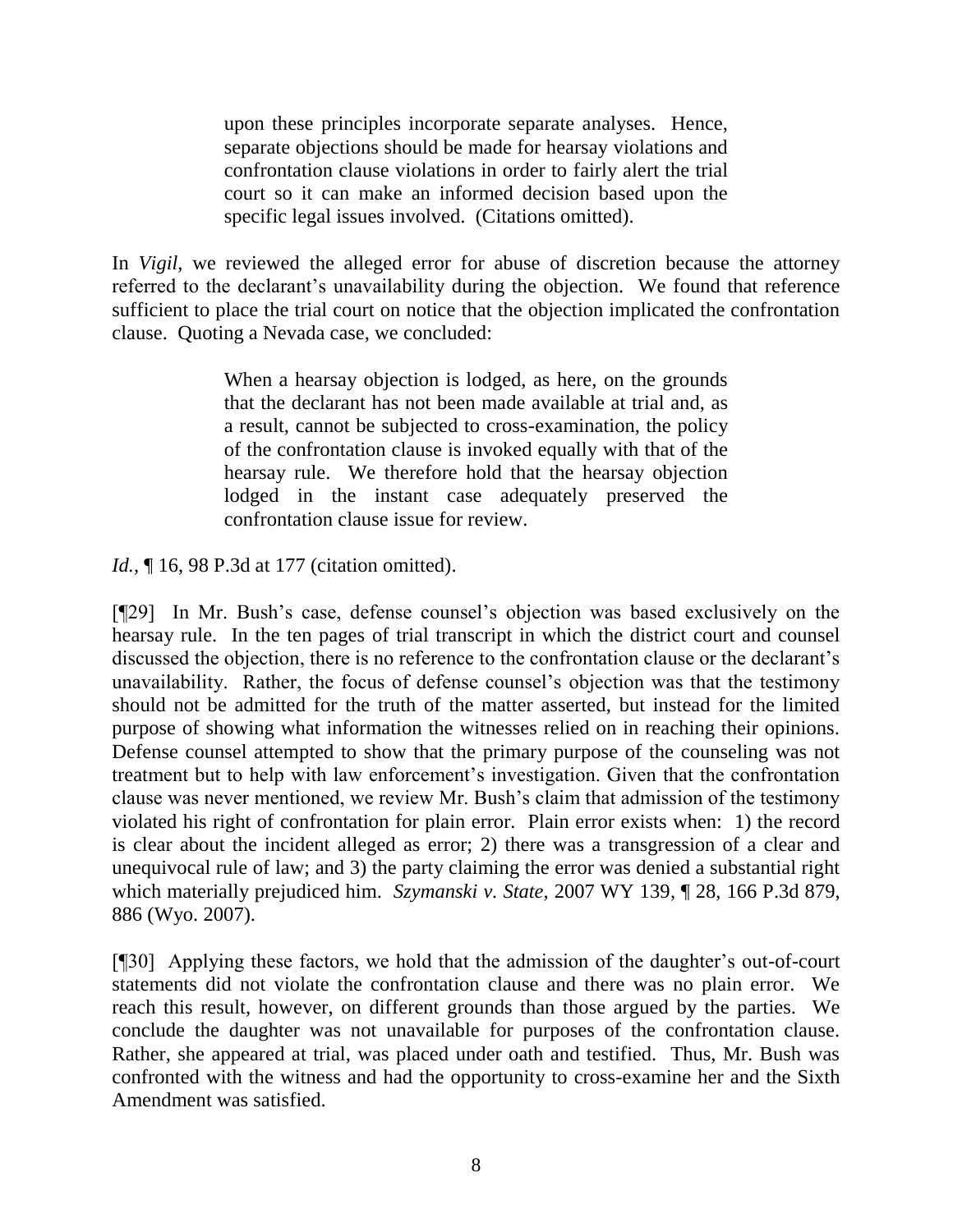> upon these principles incorporate separate analyses. Hence, separate objections should be made for hearsay violations and confrontation clause violations in order to fairly alert the trial court so it can make an informed decision based upon the specific legal issues involved. (Citations omitted).

In *Vigil*, we reviewed the alleged error for abuse of discretion because the attorney referred to the declarant's unavailability during the objection. We found that reference sufficient to place the trial court on notice that the objection implicated the confrontation clause. Quoting a Nevada case, we concluded:

> When a hearsay objection is lodged, as here, on the grounds that the declarant has not been made available at trial and, as a result, cannot be subjected to cross-examination, the policy of the confrontation clause is invoked equally with that of the hearsay rule. We therefore hold that the hearsay objection lodged in the instant case adequately preserved the confrontation clause issue for review.

*Id.*, ¶ 16, 98 P.3d at 177 (citation omitted).

[¶29] In Mr. Bush's case, defense counsel's objection was based exclusively on the hearsay rule. In the ten pages of trial transcript in which the district court and counsel discussed the objection, there is no reference to the confrontation clause or the declarant's unavailability. Rather, the focus of defense counsel's objection was that the testimony should not be admitted for the truth of the matter asserted, but instead for the limited purpose of showing what information the witnesses relied on in reaching their opinions. Defense counsel attempted to show that the primary purpose of the counseling was not treatment but to help with law enforcement's investigation. Given that the confrontation clause was never mentioned, we review Mr. Bush's claim that admission of the testimony violated his right of confrontation for plain error. Plain error exists when: 1) the record is clear about the incident alleged as error; 2) there was a transgression of a clear and unequivocal rule of law; and 3) the party claiming the error was denied a substantial right which materially prejudiced him. *Szymanski v. State*, 2007 WY 139, ¶ 28, 166 P.3d 879, 886 (Wyo. 2007).

[¶30] Applying these factors, we hold that the admission of the daughter's out-of-court statements did not violate the confrontation clause and there was no plain error. We reach this result, however, on different grounds than those argued by the parties. We conclude the daughter was not unavailable for purposes of the confrontation clause. Rather, she appeared at trial, was placed under oath and testified. Thus, Mr. Bush was confronted with the witness and had the opportunity to cross-examine her and the Sixth Amendment was satisfied.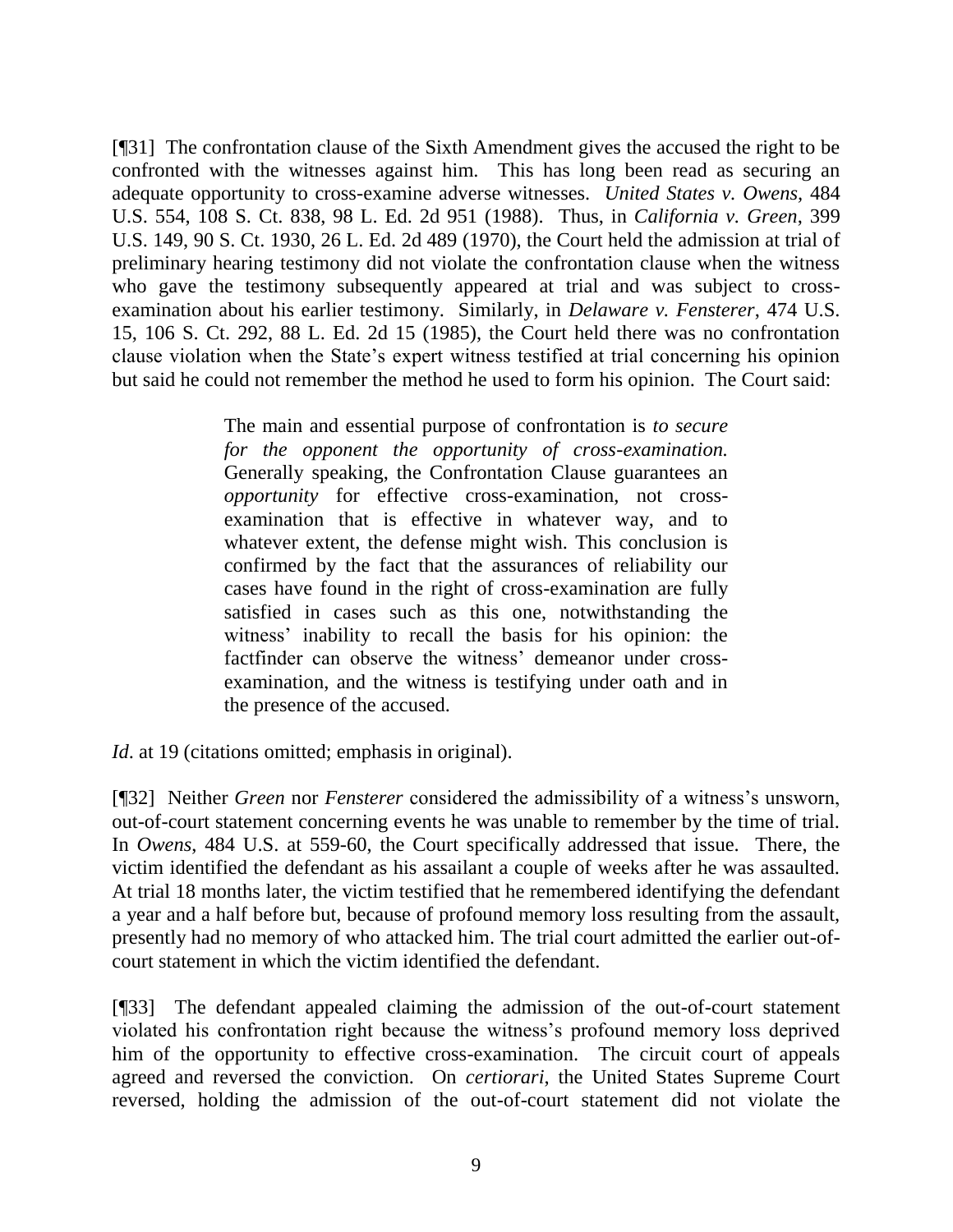[¶31] The confrontation clause of the Sixth Amendment gives the accused the right to be confronted with the witnesses against him. This has long been read as securing an adequate opportunity to cross-examine adverse witnesses. *United States v. Owens*, 484 U.S. 554, 108 S. Ct. 838, 98 L. Ed. 2d 951 (1988). Thus, in *California v. Green*, 399 U.S. 149, 90 S. Ct. 1930, 26 L. Ed. 2d 489 (1970), the Court held the admission at trial of preliminary hearing testimony did not violate the confrontation clause when the witness who gave the testimony subsequently appeared at trial and was subject to cross-examination about his earlier testimony. Similarly, in *Delaware v. Fensterer*, 474 U.S. 15, 106 S. Ct. 292, 88 L. Ed. 2d 15 (1985), the Court held there was no confrontation clause violation when the State's expert witness testified at trial concerning his opinion but said he could not remember the method he used to form his opinion. The Court said:

> The main and essential purpose of confrontation is *to secure for the opponent the opportunity of cross-examination.* Generally speaking, the Confrontation Clause guarantees an *opportunity* for effective cross-examination, not cross-examination that is effective in whatever way, and to whatever extent, the defense might wish. This conclusion is confirmed by the fact that the assurances of reliability our cases have found in the right of cross-examination are fully satisfied in cases such as this one, notwithstanding the witness' inability to recall the basis for his opinion: the factfinder can observe the witness' demeanor under cross-examination, and the witness is testifying under oath and in the presence of the accused.

*Id*. at 19 (citations omitted; emphasis in original).

[¶32] Neither *Green* nor *Fensterer* considered the admissibility of a witness's unsworn, out-of-court statement concerning events he was unable to remember by the time of trial. In *Owens*, 484 U.S. at 559-60, the Court specifically addressed that issue. There, the victim identified the defendant as his assailant a couple of weeks after he was assaulted. At trial 18 months later, the victim testified that he remembered identifying the defendant a year and a half before but, because of profound memory loss resulting from the assault, presently had no memory of who attacked him. The trial court admitted the earlier out-of-court statement in which the victim identified the defendant.

[¶33] The defendant appealed claiming the admission of the out-of-court statement violated his confrontation right because the witness's profound memory loss deprived him of the opportunity to effective cross-examination. The circuit court of appeals agreed and reversed the conviction. On *certiorari*, the United States Supreme Court reversed, holding the admission of the out-of-court statement did not violate the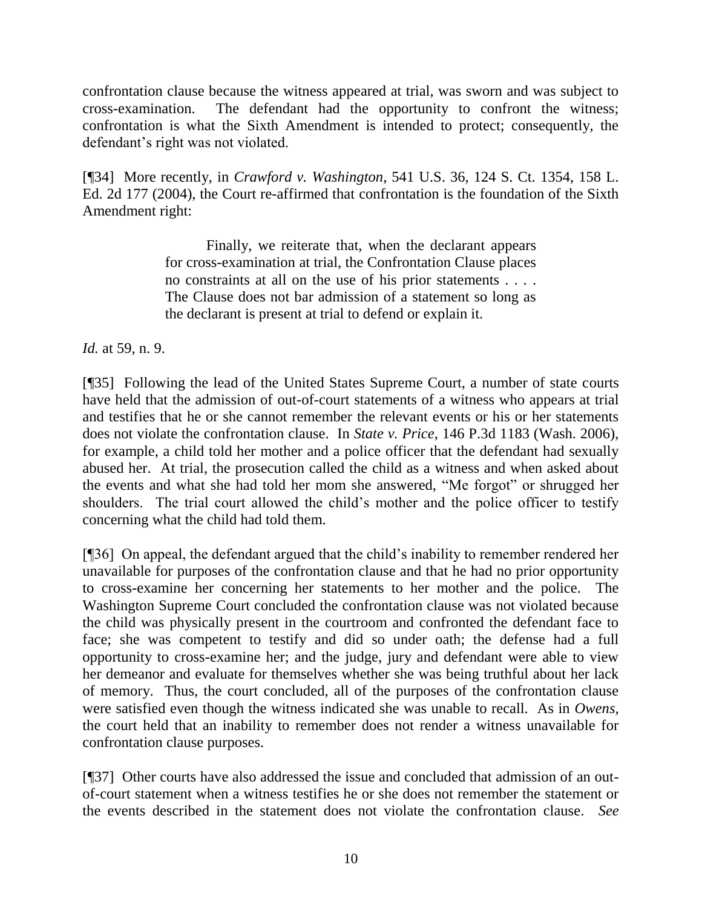confrontation clause because the witness appeared at trial, was sworn and was subject to cross-examination. The defendant had the opportunity to confront the witness; confrontation is what the Sixth Amendment is intended to protect; consequently, the defendant's right was not violated.

[¶34] More recently, in *Crawford v. Washington*, 541 U.S. 36, 124 S. Ct. 1354, 158 L. Ed. 2d 177 (2004), the Court re-affirmed that confrontation is the foundation of the Sixth Amendment right:

> Finally, we reiterate that, when the declarant appears for cross-examination at trial, the Confrontation Clause places no constraints at all on the use of his prior statements . . . . The Clause does not bar admission of a statement so long as the declarant is present at trial to defend or explain it.

*Id.* at 59, n. 9.

[¶35] Following the lead of the United States Supreme Court, a number of state courts have held that the admission of out-of-court statements of a witness who appears at trial and testifies that he or she cannot remember the relevant events or his or her statements does not violate the confrontation clause. In *State v. Price*, 146 P.3d 1183 (Wash. 2006), for example, a child told her mother and a police officer that the defendant had sexually abused her. At trial, the prosecution called the child as a witness and when asked about the events and what she had told her mom she answered, "Me forgot" or shrugged her shoulders. The trial court allowed the child's mother and the police officer to testify concerning what the child had told them.

[¶36] On appeal, the defendant argued that the child's inability to remember rendered her unavailable for purposes of the confrontation clause and that he had no prior opportunity to cross-examine her concerning her statements to her mother and the police. The Washington Supreme Court concluded the confrontation clause was not violated because the child was physically present in the courtroom and confronted the defendant face to face; she was competent to testify and did so under oath; the defense had a full opportunity to cross-examine her; and the judge, jury and defendant were able to view her demeanor and evaluate for themselves whether she was being truthful about her lack of memory. Thus, the court concluded, all of the purposes of the confrontation clause were satisfied even though the witness indicated she was unable to recall. As in *Owens*, the court held that an inability to remember does not render a witness unavailable for confrontation clause purposes.

[¶37] Other courts have also addressed the issue and concluded that admission of an out-of-court statement when a witness testifies he or she does not remember the statement or the events described in the statement does not violate the confrontation clause. *See*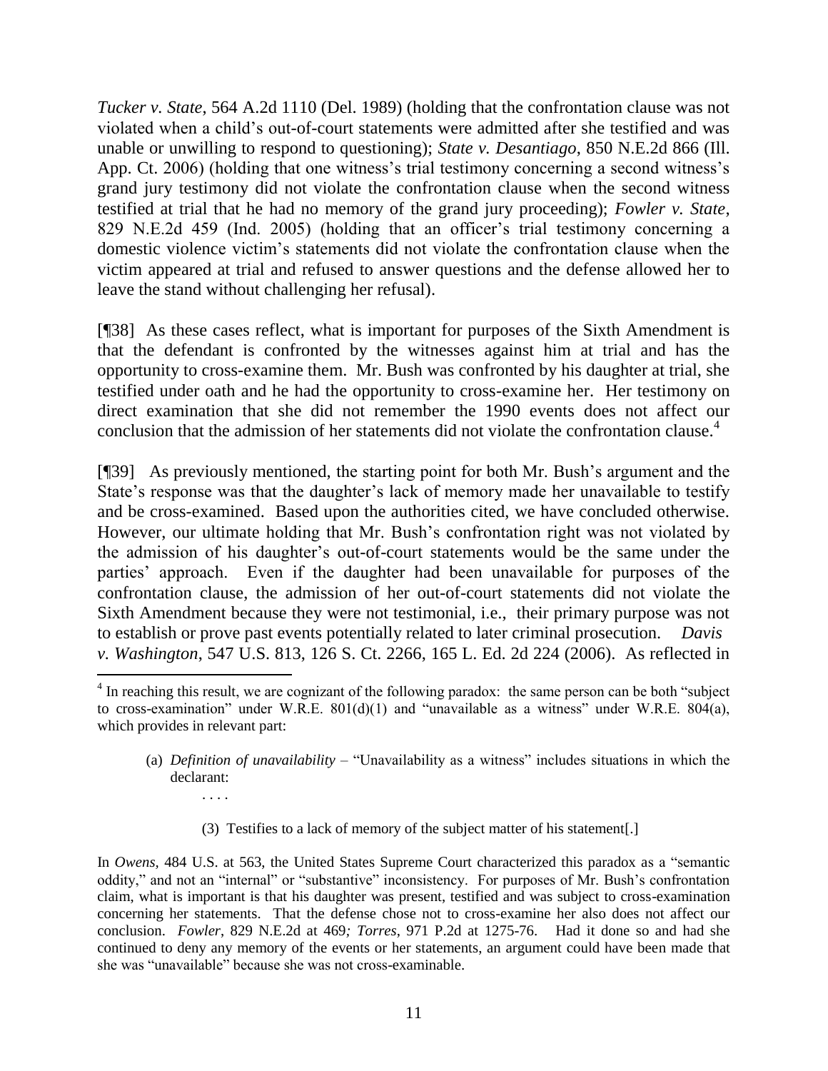*Tucker v. State*, 564 A.2d 1110 (Del. 1989) (holding that the confrontation clause was not violated when a child's out-of-court statements were admitted after she testified and was unable or unwilling to respond to questioning); *State v. Desantiago*, 850 N.E.2d 866 (Ill. App. Ct. 2006) (holding that one witness's trial testimony concerning a second witness's grand jury testimony did not violate the confrontation clause when the second witness testified at trial that he had no memory of the grand jury proceeding); *Fowler v. State*, 829 N.E.2d 459 (Ind. 2005) (holding that an officer's trial testimony concerning a domestic violence victim's statements did not violate the confrontation clause when the victim appeared at trial and refused to answer questions and the defense allowed her to leave the stand without challenging her refusal).

[¶38] As these cases reflect, what is important for purposes of the Sixth Amendment is that the defendant is confronted by the witnesses against him at trial and has the opportunity to cross-examine them. Mr. Bush was confronted by his daughter at trial, she testified under oath and he had the opportunity to cross-examine her. Her testimony on direct examination that she did not remember the 1990 events does not affect our conclusion that the admission of her statements did not violate the confrontation clause.[4]

[¶39] As previously mentioned, the starting point for both Mr. Bush's argument and the State's response was that the daughter's lack of memory made her unavailable to testify and be cross-examined. Based upon the authorities cited, we have concluded otherwise. However, our ultimate holding that Mr. Bush's confrontation right was not violated by the admission of his daughter's out-of-court statements would be the same under the parties' approach. Even if the daughter had been unavailable for purposes of the confrontation clause, the admission of her out-of-court statements did not violate the Sixth Amendment because they were not testimonial, i.e., their primary purpose was not to establish or prove past events potentially related to later criminal prosecution. *Davis v. Washington*, 547 U.S. 813, 126 S. Ct. 2266, 165 L. Ed. 2d 224 (2006). As reflected in

---

[4] In reaching this result, we are cognizant of the following paradox: the same person can be both "subject to cross-examination" under W.R.E. 801(d)(1) and "unavailable as a witness" under W.R.E. 804(a), which provides in relevant part:

> (a) *Definition of unavailability* – "Unavailability as a witness" includes situations in which the declarant:
>
> . . . .
>
> (3) Testifies to a lack of memory of the subject matter of his statement[.]

In *Owens*, 484 U.S. at 563, the United States Supreme Court characterized this paradox as a "semantic oddity," and not an "internal" or "substantive" inconsistency. For purposes of Mr. Bush's confrontation claim, what is important is that his daughter was present, testified and was subject to cross-examination concerning her statements. That the defense chose not to cross-examine her also does not affect our conclusion. *Fowler*, 829 N.E.2d at 469; *Torres*, 971 P.2d at 1275-76. Had it done so and had she continued to deny any memory of the events or her statements, an argument could have been made that she was "unavailable" because she was not cross-examinable.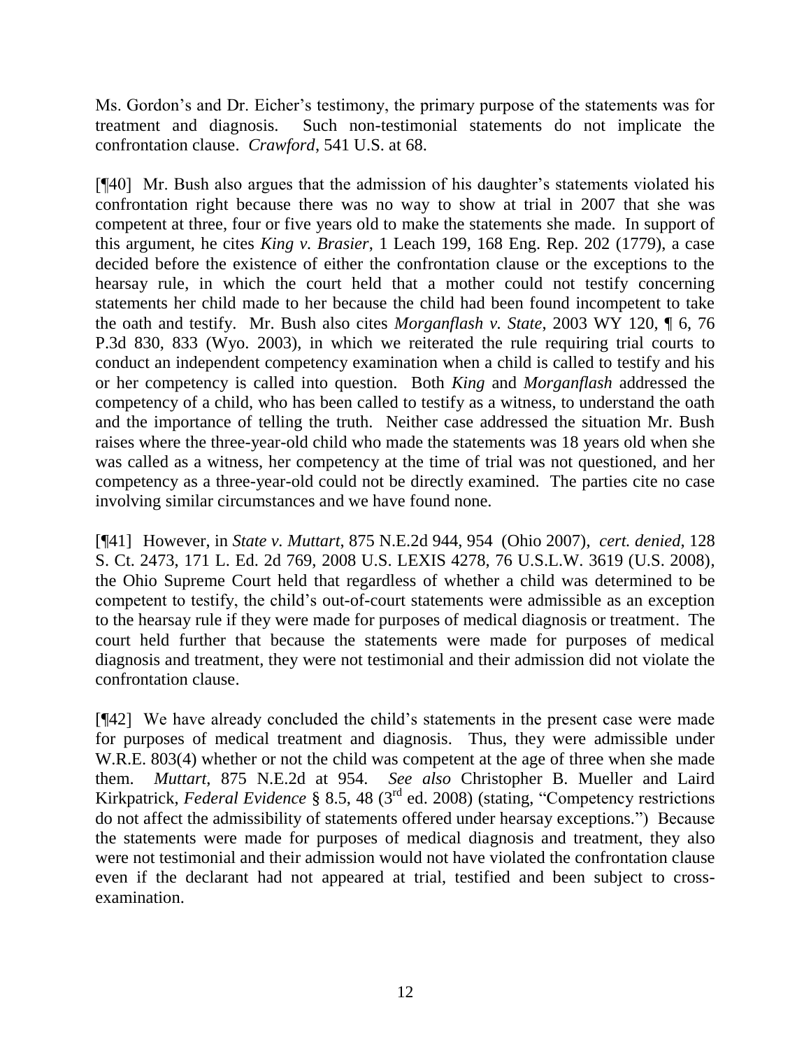Ms. Gordon's and Dr. Eicher's testimony, the primary purpose of the statements was for treatment and diagnosis. Such non-testimonial statements do not implicate the confrontation clause. *Crawford*, 541 U.S. at 68.

[¶40] Mr. Bush also argues that the admission of his daughter's statements violated his confrontation right because there was no way to show at trial in 2007 that she was competent at three, four or five years old to make the statements she made. In support of this argument, he cites *King v. Brasier*, 1 Leach 199, 168 Eng. Rep. 202 (1779), a case decided before the existence of either the confrontation clause or the exceptions to the hearsay rule, in which the court held that a mother could not testify concerning statements her child made to her because the child had been found incompetent to take the oath and testify. Mr. Bush also cites *Morganflash v. State*, 2003 WY 120, ¶ 6, 76 P.3d 830, 833 (Wyo. 2003), in which we reiterated the rule requiring trial courts to conduct an independent competency examination when a child is called to testify and his or her competency is called into question. Both *King* and *Morganflash* addressed the competency of a child, who has been called to testify as a witness, to understand the oath and the importance of telling the truth. Neither case addressed the situation Mr. Bush raises where the three-year-old child who made the statements was 18 years old when she was called as a witness, her competency at the time of trial was not questioned, and her competency as a three-year-old could not be directly examined. The parties cite no case involving similar circumstances and we have found none.

[¶41] However, in *State v. Muttart*, 875 N.E.2d 944, 954 (Ohio 2007), *cert. denied*, 128 S. Ct. 2473, 171 L. Ed. 2d 769, 2008 U.S. LEXIS 4278, 76 U.S.L.W. 3619 (U.S. 2008), the Ohio Supreme Court held that regardless of whether a child was determined to be competent to testify, the child's out-of-court statements were admissible as an exception to the hearsay rule if they were made for purposes of medical diagnosis or treatment. The court held further that because the statements were made for purposes of medical diagnosis and treatment, they were not testimonial and their admission did not violate the confrontation clause.

[¶42] We have already concluded the child's statements in the present case were made for purposes of medical treatment and diagnosis. Thus, they were admissible under W.R.E. 803(4) whether or not the child was competent at the age of three when she made them. *Muttart*, 875 N.E.2d at 954. *See also* Christopher B. Mueller and Laird Kirkpatrick, *Federal Evidence* § 8.5, 48 (3rd ed. 2008) (stating, "Competency restrictions do not affect the admissibility of statements offered under hearsay exceptions.") Because the statements were made for purposes of medical diagnosis and treatment, they also were not testimonial and their admission would not have violated the confrontation clause even if the declarant had not appeared at trial, testified and been subject to cross-examination.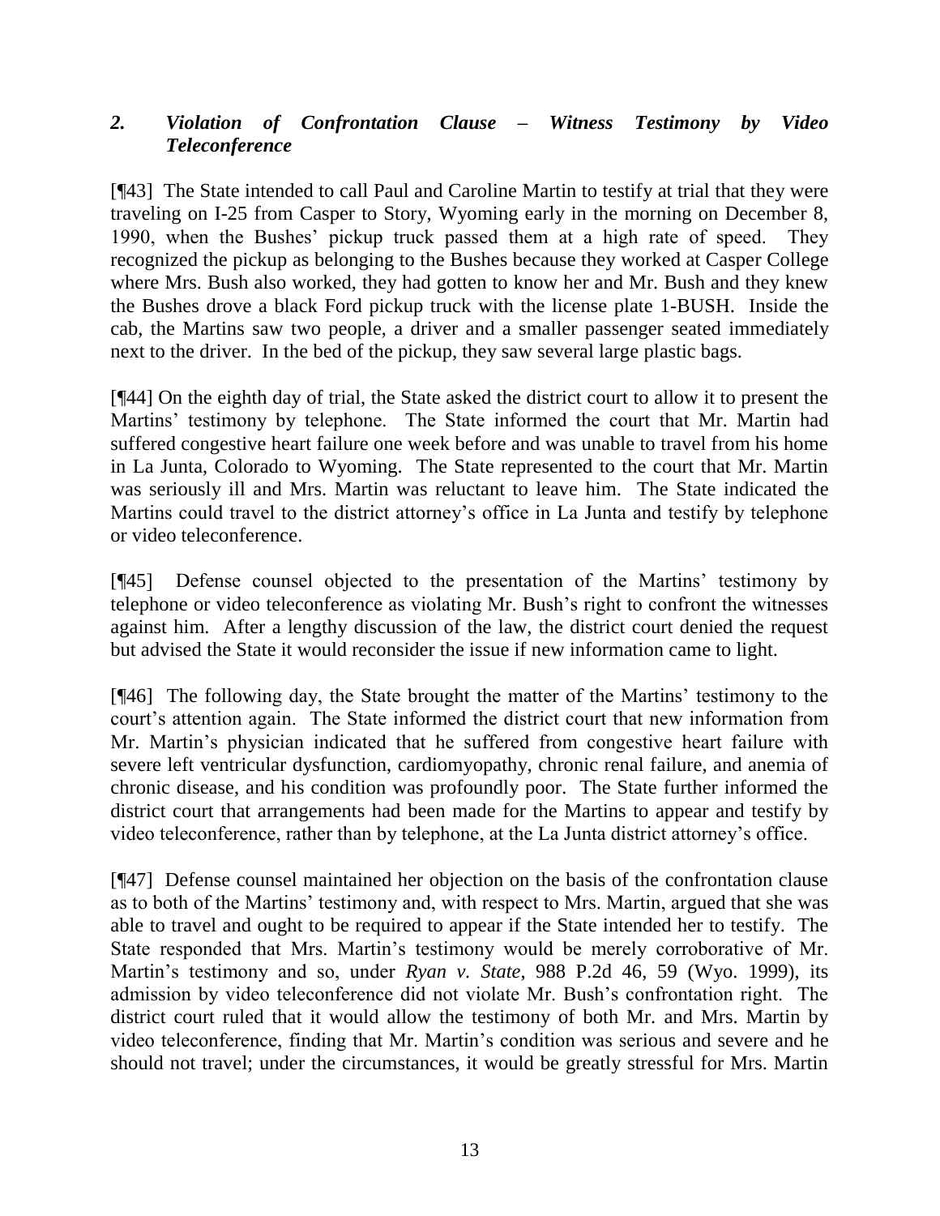### *2. Violation of Confrontation Clause – Witness Testimony by Video Teleconference*

[¶43] The State intended to call Paul and Caroline Martin to testify at trial that they were traveling on I-25 from Casper to Story, Wyoming early in the morning on December 8, 1990, when the Bushes' pickup truck passed them at a high rate of speed. They recognized the pickup as belonging to the Bushes because they worked at Casper College where Mrs. Bush also worked, they had gotten to know her and Mr. Bush and they knew the Bushes drove a black Ford pickup truck with the license plate 1-BUSH. Inside the cab, the Martins saw two people, a driver and a smaller passenger seated immediately next to the driver. In the bed of the pickup, they saw several large plastic bags.

[¶44] On the eighth day of trial, the State asked the district court to allow it to present the Martins' testimony by telephone. The State informed the court that Mr. Martin had suffered congestive heart failure one week before and was unable to travel from his home in La Junta, Colorado to Wyoming. The State represented to the court that Mr. Martin was seriously ill and Mrs. Martin was reluctant to leave him. The State indicated the Martins could travel to the district attorney's office in La Junta and testify by telephone or video teleconference.

[¶45] Defense counsel objected to the presentation of the Martins' testimony by telephone or video teleconference as violating Mr. Bush's right to confront the witnesses against him. After a lengthy discussion of the law, the district court denied the request but advised the State it would reconsider the issue if new information came to light.

[¶46] The following day, the State brought the matter of the Martins' testimony to the court's attention again. The State informed the district court that new information from Mr. Martin's physician indicated that he suffered from congestive heart failure with severe left ventricular dysfunction, cardiomyopathy, chronic renal failure, and anemia of chronic disease, and his condition was profoundly poor. The State further informed the district court that arrangements had been made for the Martins to appear and testify by video teleconference, rather than by telephone, at the La Junta district attorney's office.

[¶47] Defense counsel maintained her objection on the basis of the confrontation clause as to both of the Martins' testimony and, with respect to Mrs. Martin, argued that she was able to travel and ought to be required to appear if the State intended her to testify. The State responded that Mrs. Martin's testimony would be merely corroborative of Mr. Martin's testimony and so, under *Ryan v. State*, 988 P.2d 46, 59 (Wyo. 1999), its admission by video teleconference did not violate Mr. Bush's confrontation right. The district court ruled that it would allow the testimony of both Mr. and Mrs. Martin by video teleconference, finding that Mr. Martin's condition was serious and severe and he should not travel; under the circumstances, it would be greatly stressful for Mrs. Martin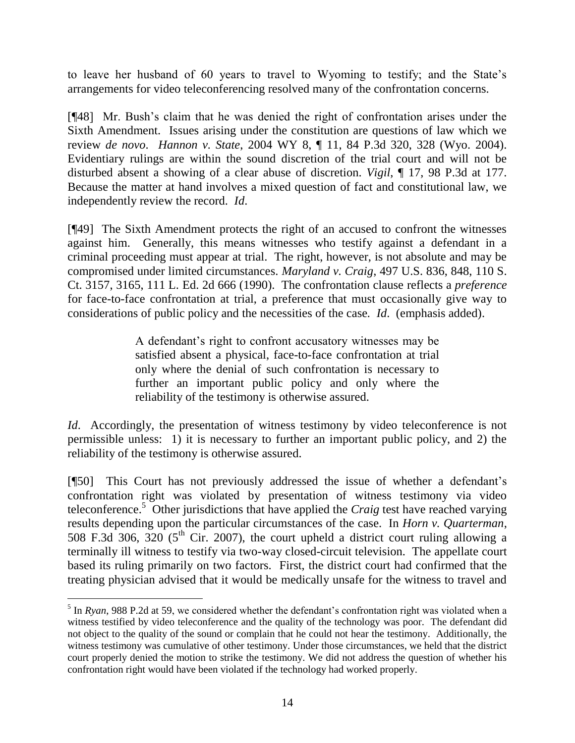to leave her husband of 60 years to travel to Wyoming to testify; and the State's arrangements for video teleconferencing resolved many of the confrontation concerns.

[¶48] Mr. Bush's claim that he was denied the right of confrontation arises under the Sixth Amendment. Issues arising under the constitution are questions of law which we review *de novo*. *Hannon v. State*, 2004 WY 8, ¶ 11, 84 P.3d 320, 328 (Wyo. 2004). Evidentiary rulings are within the sound discretion of the trial court and will not be disturbed absent a showing of a clear abuse of discretion. *Vigil*, ¶ 17, 98 P.3d at 177. Because the matter at hand involves a mixed question of fact and constitutional law, we independently review the record. *Id*.

[¶49] The Sixth Amendment protects the right of an accused to confront the witnesses against him. Generally, this means witnesses who testify against a defendant in a criminal proceeding must appear at trial. The right, however, is not absolute and may be compromised under limited circumstances. *Maryland v. Craig*, 497 U.S. 836, 848, 110 S. Ct. 3157, 3165, 111 L. Ed. 2d 666 (1990). The confrontation clause reflects a *preference* for face-to-face confrontation at trial, a preference that must occasionally give way to considerations of public policy and the necessities of the case. *Id*. (emphasis added).

> A defendant's right to confront accusatory witnesses may be satisfied absent a physical, face-to-face confrontation at trial only where the denial of such confrontation is necessary to further an important public policy and only where the reliability of the testimony is otherwise assured.

*Id*. Accordingly, the presentation of witness testimony by video teleconference is not permissible unless: 1) it is necessary to further an important public policy, and 2) the reliability of the testimony is otherwise assured.

[¶50] This Court has not previously addressed the issue of whether a defendant's confrontation right was violated by presentation of witness testimony via video teleconference.[5] Other jurisdictions that have applied the *Craig* test have reached varying results depending upon the particular circumstances of the case. In *Horn v. Quarterman*, 508 F.3d 306, 320 (5th Cir. 2007), the court upheld a district court ruling allowing a terminally ill witness to testify via two-way closed-circuit television. The appellate court based its ruling primarily on two factors. First, the district court had confirmed that the treating physician advised that it would be medically unsafe for the witness to travel and

---

[5] In *Ryan*, 988 P.2d at 59, we considered whether the defendant's confrontation right was violated when a witness testified by video teleconference and the quality of the technology was poor. The defendant did not object to the quality of the sound or complain that he could not hear the testimony. Additionally, the witness testimony was cumulative of other testimony. Under those circumstances, we held that the district court properly denied the motion to strike the testimony. We did not address the question of whether his confrontation right would have been violated if the technology had worked properly.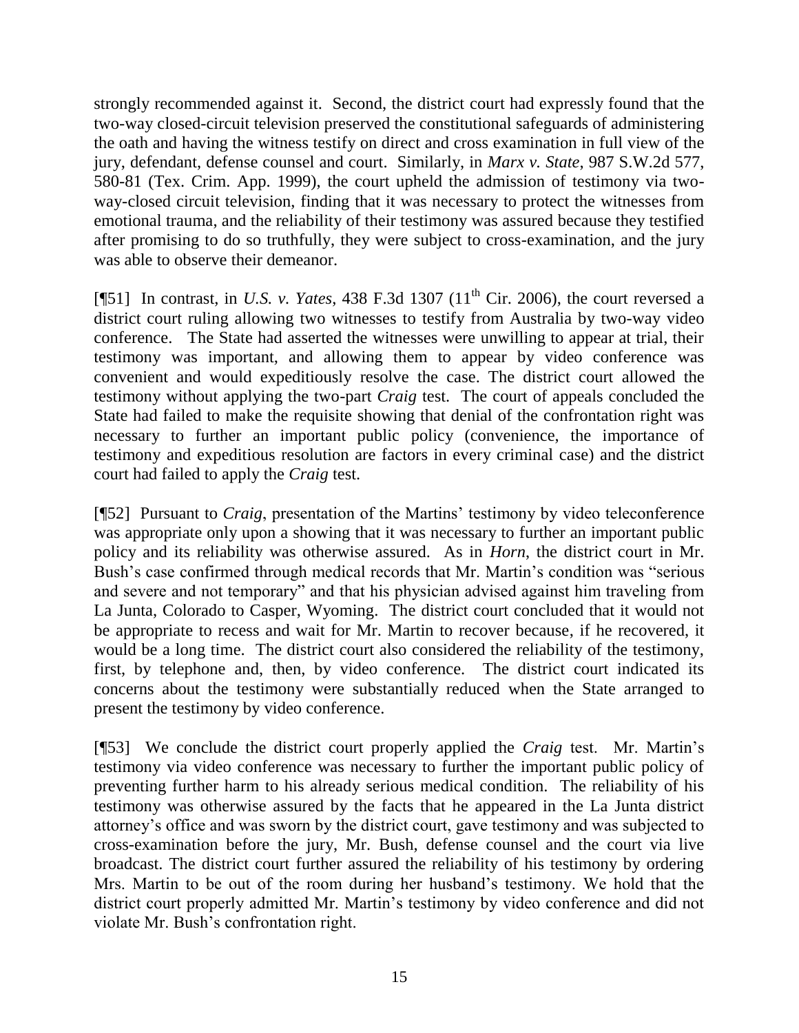strongly recommended against it. Second, the district court had expressly found that the two-way closed-circuit television preserved the constitutional safeguards of administering the oath and having the witness testify on direct and cross examination in full view of the jury, defendant, defense counsel and court. Similarly, in *Marx v. State*, 987 S.W.2d 577, 580-81 (Tex. Crim. App. 1999), the court upheld the admission of testimony via two-way-closed circuit television, finding that it was necessary to protect the witnesses from emotional trauma, and the reliability of their testimony was assured because they testified after promising to do so truthfully, they were subject to cross-examination, and the jury was able to observe their demeanor.

[¶51] In contrast, in *U.S. v. Yates*, 438 F.3d 1307 (11th Cir. 2006), the court reversed a district court ruling allowing two witnesses to testify from Australia by two-way video conference. The State had asserted the witnesses were unwilling to appear at trial, their testimony was important, and allowing them to appear by video conference was convenient and would expeditiously resolve the case. The district court allowed the testimony without applying the two-part *Craig* test. The court of appeals concluded the State had failed to make the requisite showing that denial of the confrontation right was necessary to further an important public policy (convenience, the importance of testimony and expeditious resolution are factors in every criminal case) and the district court had failed to apply the *Craig* test.

[¶52] Pursuant to *Craig*, presentation of the Martins' testimony by video teleconference was appropriate only upon a showing that it was necessary to further an important public policy and its reliability was otherwise assured. As in *Horn*, the district court in Mr. Bush's case confirmed through medical records that Mr. Martin's condition was "serious and severe and not temporary" and that his physician advised against him traveling from La Junta, Colorado to Casper, Wyoming. The district court concluded that it would not be appropriate to recess and wait for Mr. Martin to recover because, if he recovered, it would be a long time. The district court also considered the reliability of the testimony, first, by telephone and, then, by video conference. The district court indicated its concerns about the testimony were substantially reduced when the State arranged to present the testimony by video conference.

[¶53] We conclude the district court properly applied the *Craig* test. Mr. Martin's testimony via video conference was necessary to further the important public policy of preventing further harm to his already serious medical condition. The reliability of his testimony was otherwise assured by the facts that he appeared in the La Junta district attorney's office and was sworn by the district court, gave testimony and was subjected to cross-examination before the jury, Mr. Bush, defense counsel and the court via live broadcast. The district court further assured the reliability of his testimony by ordering Mrs. Martin to be out of the room during her husband's testimony. We hold that the district court properly admitted Mr. Martin's testimony by video conference and did not violate Mr. Bush's confrontation right.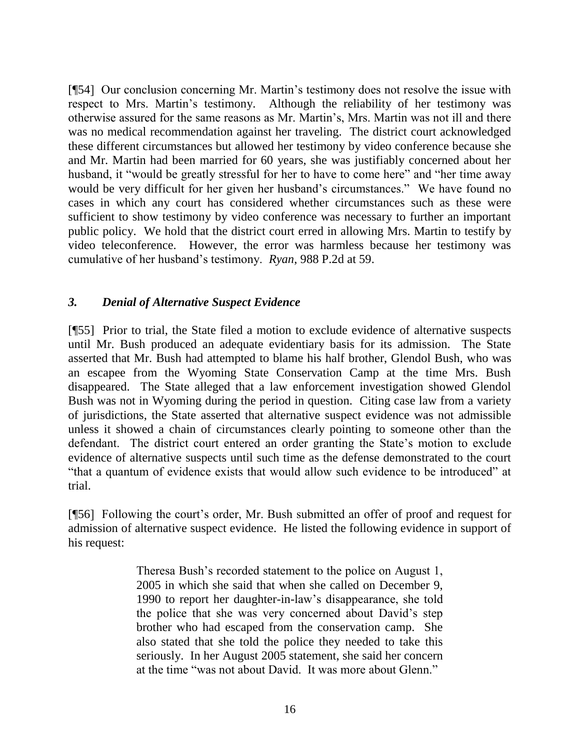[¶54] Our conclusion concerning Mr. Martin's testimony does not resolve the issue with respect to Mrs. Martin's testimony. Although the reliability of her testimony was otherwise assured for the same reasons as Mr. Martin's, Mrs. Martin was not ill and there was no medical recommendation against her traveling. The district court acknowledged these different circumstances but allowed her testimony by video conference because she and Mr. Martin had been married for 60 years, she was justifiably concerned about her husband, it "would be greatly stressful for her to have to come here" and "her time away would be very difficult for her given her husband's circumstances." We have found no cases in which any court has considered whether circumstances such as these were sufficient to show testimony by video conference was necessary to further an important public policy. We hold that the district court erred in allowing Mrs. Martin to testify by video teleconference. However, the error was harmless because her testimony was cumulative of her husband's testimony. *Ryan*, 988 P.2d at 59.

### *3. Denial of Alternative Suspect Evidence*

[¶55] Prior to trial, the State filed a motion to exclude evidence of alternative suspects until Mr. Bush produced an adequate evidentiary basis for its admission. The State asserted that Mr. Bush had attempted to blame his half brother, Glendol Bush, who was an escapee from the Wyoming State Conservation Camp at the time Mrs. Bush disappeared. The State alleged that a law enforcement investigation showed Glendol Bush was not in Wyoming during the period in question. Citing case law from a variety of jurisdictions, the State asserted that alternative suspect evidence was not admissible unless it showed a chain of circumstances clearly pointing to someone other than the defendant. The district court entered an order granting the State's motion to exclude evidence of alternative suspects until such time as the defense demonstrated to the court "that a quantum of evidence exists that would allow such evidence to be introduced" at trial.

[¶56] Following the court's order, Mr. Bush submitted an offer of proof and request for admission of alternative suspect evidence. He listed the following evidence in support of his request:

> Theresa Bush's recorded statement to the police on August 1, 2005 in which she said that when she called on December 9, 1990 to report her daughter-in-law's disappearance, she told the police that she was very concerned about David's step brother who had escaped from the conservation camp. She also stated that she told the police they needed to take this seriously. In her August 2005 statement, she said her concern at the time "was not about David. It was more about Glenn."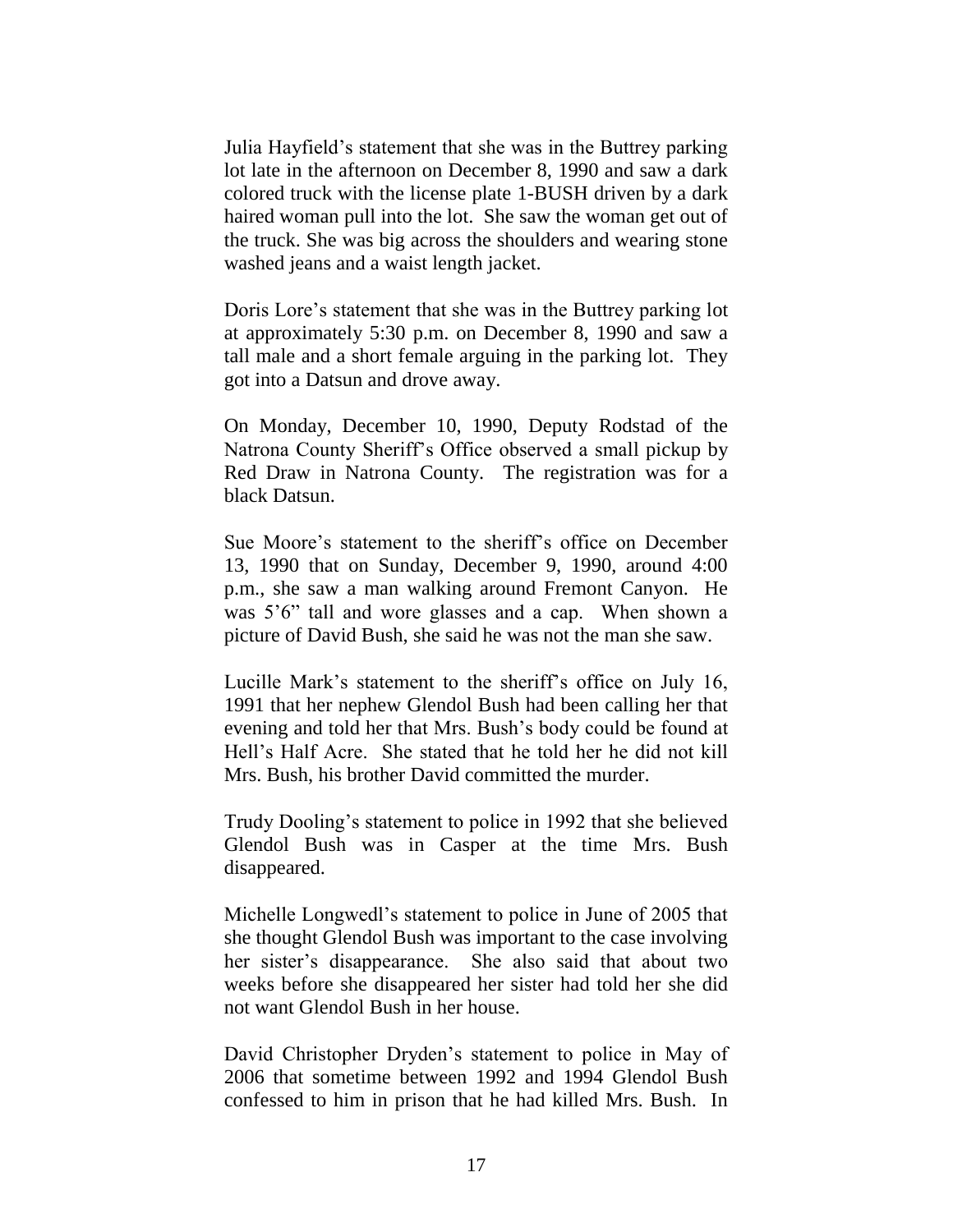Julia Hayfield's statement that she was in the Buttrey parking lot late in the afternoon on December 8, 1990 and saw a dark colored truck with the license plate 1-BUSH driven by a dark haired woman pull into the lot. She saw the woman get out of the truck. She was big across the shoulders and wearing stone washed jeans and a waist length jacket.

Doris Lore's statement that she was in the Buttrey parking lot at approximately 5:30 p.m. on December 8, 1990 and saw a tall male and a short female arguing in the parking lot. They got into a Datsun and drove away.

On Monday, December 10, 1990, Deputy Rodstad of the Natrona County Sheriff's Office observed a small pickup by Red Draw in Natrona County. The registration was for a black Datsun.

Sue Moore's statement to the sheriff's office on December 13, 1990 that on Sunday, December 9, 1990, around 4:00 p.m., she saw a man walking around Fremont Canyon. He was 5'6" tall and wore glasses and a cap. When shown a picture of David Bush, she said he was not the man she saw.

Lucille Mark's statement to the sheriff's office on July 16, 1991 that her nephew Glendol Bush had been calling her that evening and told her that Mrs. Bush's body could be found at Hell's Half Acre. She stated that he told her he did not kill Mrs. Bush, his brother David committed the murder.

Trudy Dooling's statement to police in 1992 that she believed Glendol Bush was in Casper at the time Mrs. Bush disappeared.

Michelle Longwedl's statement to police in June of 2005 that she thought Glendol Bush was important to the case involving her sister's disappearance. She also said that about two weeks before she disappeared her sister had told her she did not want Glendol Bush in her house.

David Christopher Dryden's statement to police in May of 2006 that sometime between 1992 and 1994 Glendol Bush confessed to him in prison that he had killed Mrs. Bush. In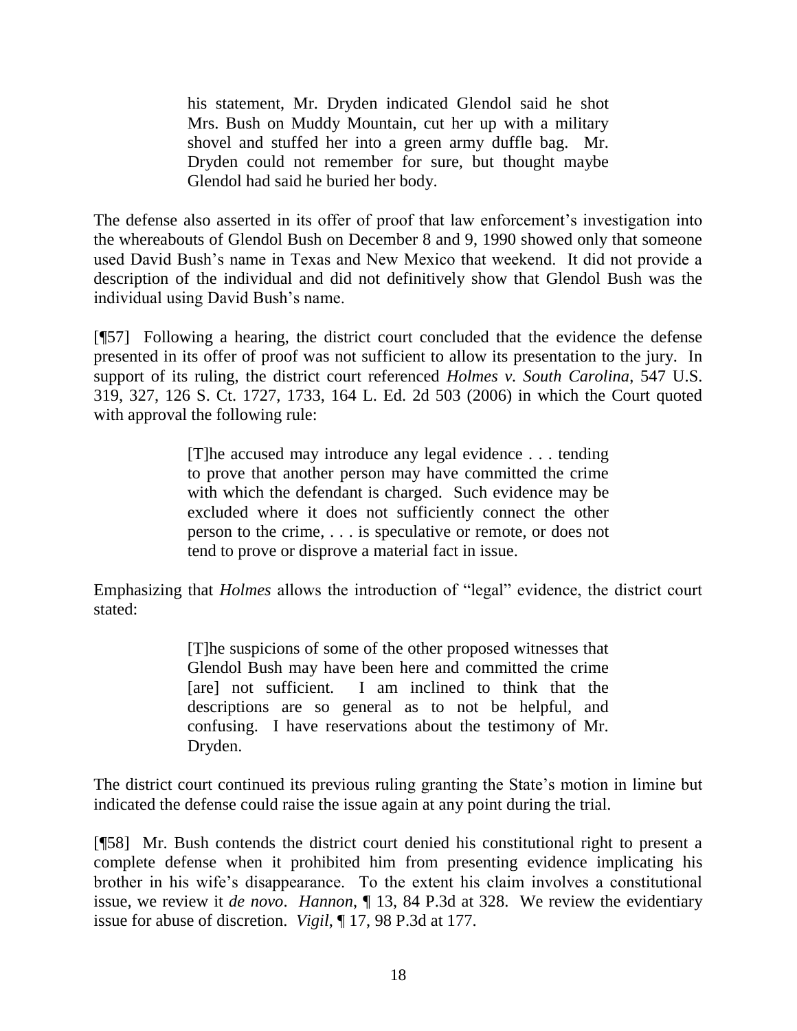> his statement, Mr. Dryden indicated Glendol said he shot Mrs. Bush on Muddy Mountain, cut her up with a military shovel and stuffed her into a green army duffle bag. Mr. Dryden could not remember for sure, but thought maybe Glendol had said he buried her body.

The defense also asserted in its offer of proof that law enforcement's investigation into the whereabouts of Glendol Bush on December 8 and 9, 1990 showed only that someone used David Bush's name in Texas and New Mexico that weekend. It did not provide a description of the individual and did not definitively show that Glendol Bush was the individual using David Bush's name.

[¶57] Following a hearing, the district court concluded that the evidence the defense presented in its offer of proof was not sufficient to allow its presentation to the jury. In support of its ruling, the district court referenced *Holmes v. South Carolina*, 547 U.S. 319, 327, 126 S. Ct. 1727, 1733, 164 L. Ed. 2d 503 (2006) in which the Court quoted with approval the following rule:

> [T]he accused may introduce any legal evidence . . . tending to prove that another person may have committed the crime with which the defendant is charged. Such evidence may be excluded where it does not sufficiently connect the other person to the crime, . . . is speculative or remote, or does not tend to prove or disprove a material fact in issue.

Emphasizing that *Holmes* allows the introduction of "legal" evidence, the district court stated:

> [T]he suspicions of some of the other proposed witnesses that Glendol Bush may have been here and committed the crime [are] not sufficient. I am inclined to think that the descriptions are so general as to not be helpful, and confusing. I have reservations about the testimony of Mr. Dryden.

The district court continued its previous ruling granting the State's motion in limine but indicated the defense could raise the issue again at any point during the trial.

[¶58] Mr. Bush contends the district court denied his constitutional right to present a complete defense when it prohibited him from presenting evidence implicating his brother in his wife's disappearance. To the extent his claim involves a constitutional issue, we review it *de novo*. *Hannon*, ¶ 13, 84 P.3d at 328. We review the evidentiary issue for abuse of discretion. *Vigil*, ¶ 17, 98 P.3d at 177.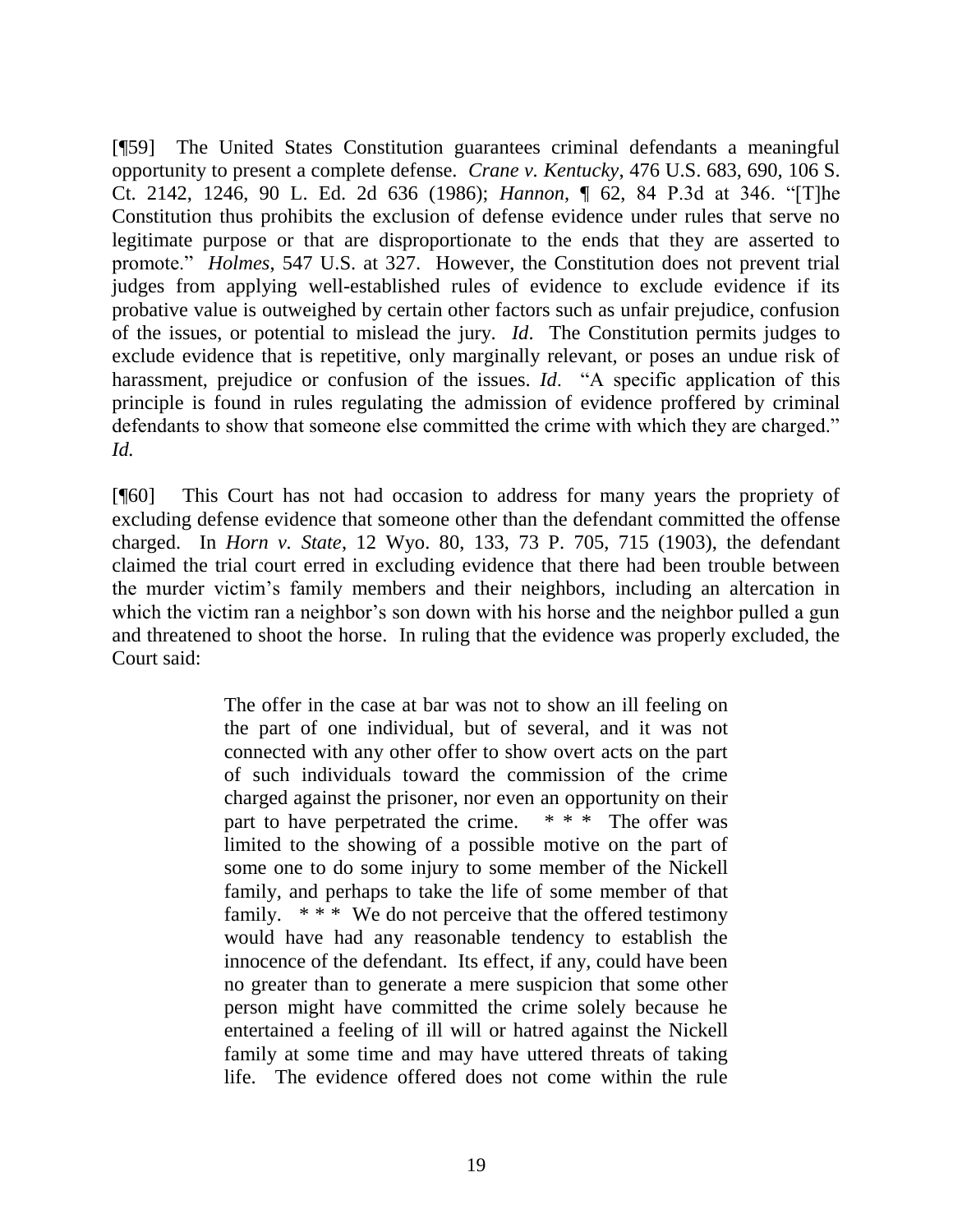[¶59] The United States Constitution guarantees criminal defendants a meaningful opportunity to present a complete defense. *Crane v. Kentucky*, 476 U.S. 683, 690, 106 S. Ct. 2142, 1246, 90 L. Ed. 2d 636 (1986); *Hannon*, ¶ 62, 84 P.3d at 346. "[T]he Constitution thus prohibits the exclusion of defense evidence under rules that serve no legitimate purpose or that are disproportionate to the ends that they are asserted to promote." *Holmes*, 547 U.S. at 327. However, the Constitution does not prevent trial judges from applying well-established rules of evidence to exclude evidence if its probative value is outweighed by certain other factors such as unfair prejudice, confusion of the issues, or potential to mislead the jury. *Id*. The Constitution permits judges to exclude evidence that is repetitive, only marginally relevant, or poses an undue risk of harassment, prejudice or confusion of the issues. *Id*. "A specific application of this principle is found in rules regulating the admission of evidence proffered by criminal defendants to show that someone else committed the crime with which they are charged." *Id.*

[¶60] This Court has not had occasion to address for many years the propriety of excluding defense evidence that someone other than the defendant committed the offense charged. In *Horn v. State*, 12 Wyo. 80, 133, 73 P. 705, 715 (1903), the defendant claimed the trial court erred in excluding evidence that there had been trouble between the murder victim's family members and their neighbors, including an altercation in which the victim ran a neighbor's son down with his horse and the neighbor pulled a gun and threatened to shoot the horse. In ruling that the evidence was properly excluded, the Court said:

> The offer in the case at bar was not to show an ill feeling on the part of one individual, but of several, and it was not connected with any other offer to show overt acts on the part of such individuals toward the commission of the crime charged against the prisoner, nor even an opportunity on their part to have perpetrated the crime. * * * The offer was limited to the showing of a possible motive on the part of some one to do some injury to some member of the Nickell family, and perhaps to take the life of some member of that family. * * * We do not perceive that the offered testimony would have had any reasonable tendency to establish the innocence of the defendant. Its effect, if any, could have been no greater than to generate a mere suspicion that some other person might have committed the crime solely because he entertained a feeling of ill will or hatred against the Nickell family at some time and may have uttered threats of taking life. The evidence offered does not come within the rule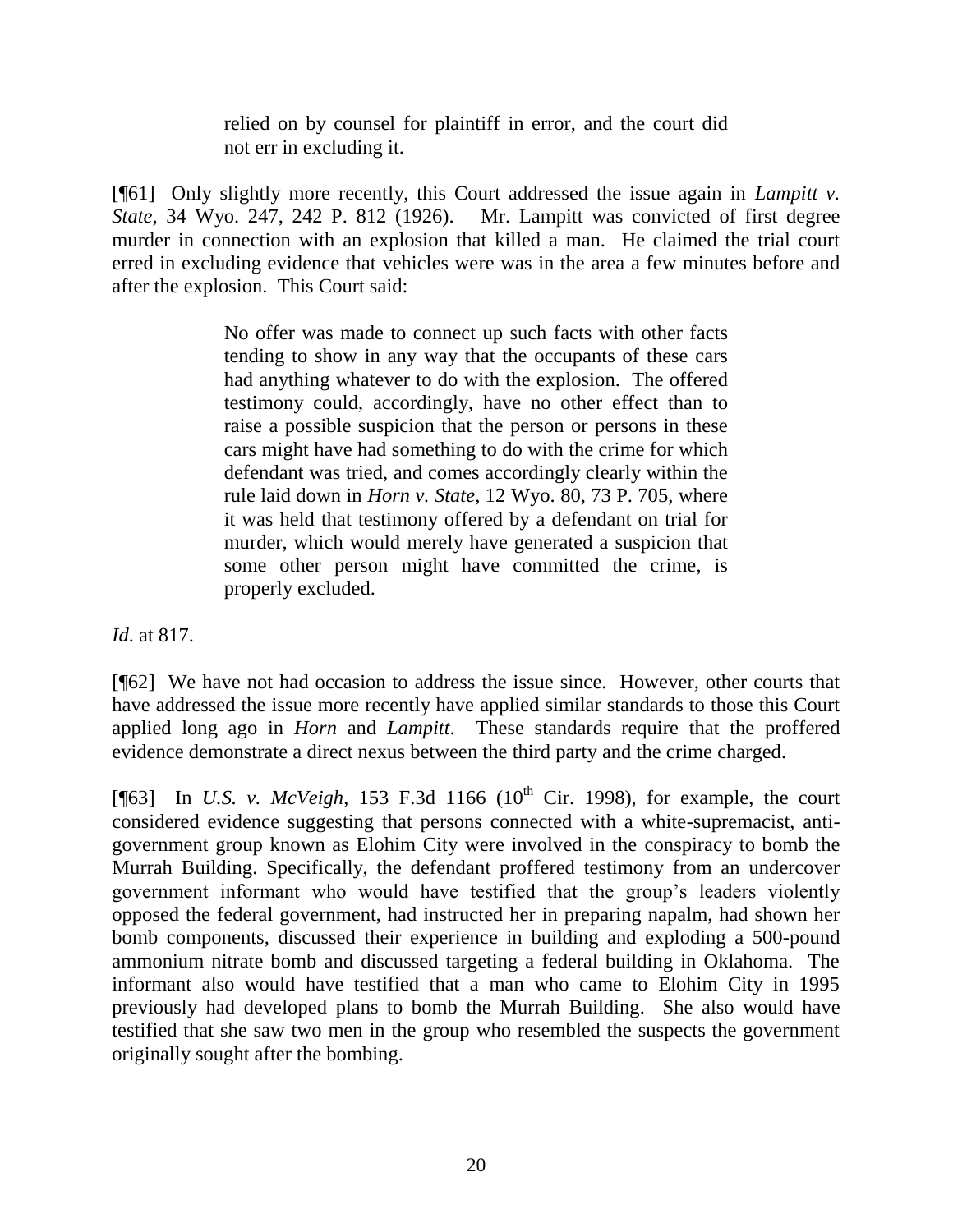> relied on by counsel for plaintiff in error, and the court did not err in excluding it.

[¶61] Only slightly more recently, this Court addressed the issue again in *Lampitt v. State*, 34 Wyo. 247, 242 P. 812 (1926). Mr. Lampitt was convicted of first degree murder in connection with an explosion that killed a man. He claimed the trial court erred in excluding evidence that vehicles were was in the area a few minutes before and after the explosion. This Court said:

> No offer was made to connect up such facts with other facts tending to show in any way that the occupants of these cars had anything whatever to do with the explosion. The offered testimony could, accordingly, have no other effect than to raise a possible suspicion that the person or persons in these cars might have had something to do with the crime for which defendant was tried, and comes accordingly clearly within the rule laid down in *Horn v. State*, 12 Wyo. 80, 73 P. 705, where it was held that testimony offered by a defendant on trial for murder, which would merely have generated a suspicion that some other person might have committed the crime, is properly excluded.

*Id*. at 817.

[¶62] We have not had occasion to address the issue since. However, other courts that have addressed the issue more recently have applied similar standards to those this Court applied long ago in *Horn* and *Lampitt*. These standards require that the proffered evidence demonstrate a direct nexus between the third party and the crime charged.

[¶63] In *U.S. v. McVeigh*, 153 F.3d 1166 (10th Cir. 1998), for example, the court considered evidence suggesting that persons connected with a white-supremacist, anti-government group known as Elohim City were involved in the conspiracy to bomb the Murrah Building. Specifically, the defendant proffered testimony from an undercover government informant who would have testified that the group's leaders violently opposed the federal government, had instructed her in preparing napalm, had shown her bomb components, discussed their experience in building and exploding a 500-pound ammonium nitrate bomb and discussed targeting a federal building in Oklahoma. The informant also would have testified that a man who came to Elohim City in 1995 previously had developed plans to bomb the Murrah Building. She also would have testified that she saw two men in the group who resembled the suspects the government originally sought after the bombing.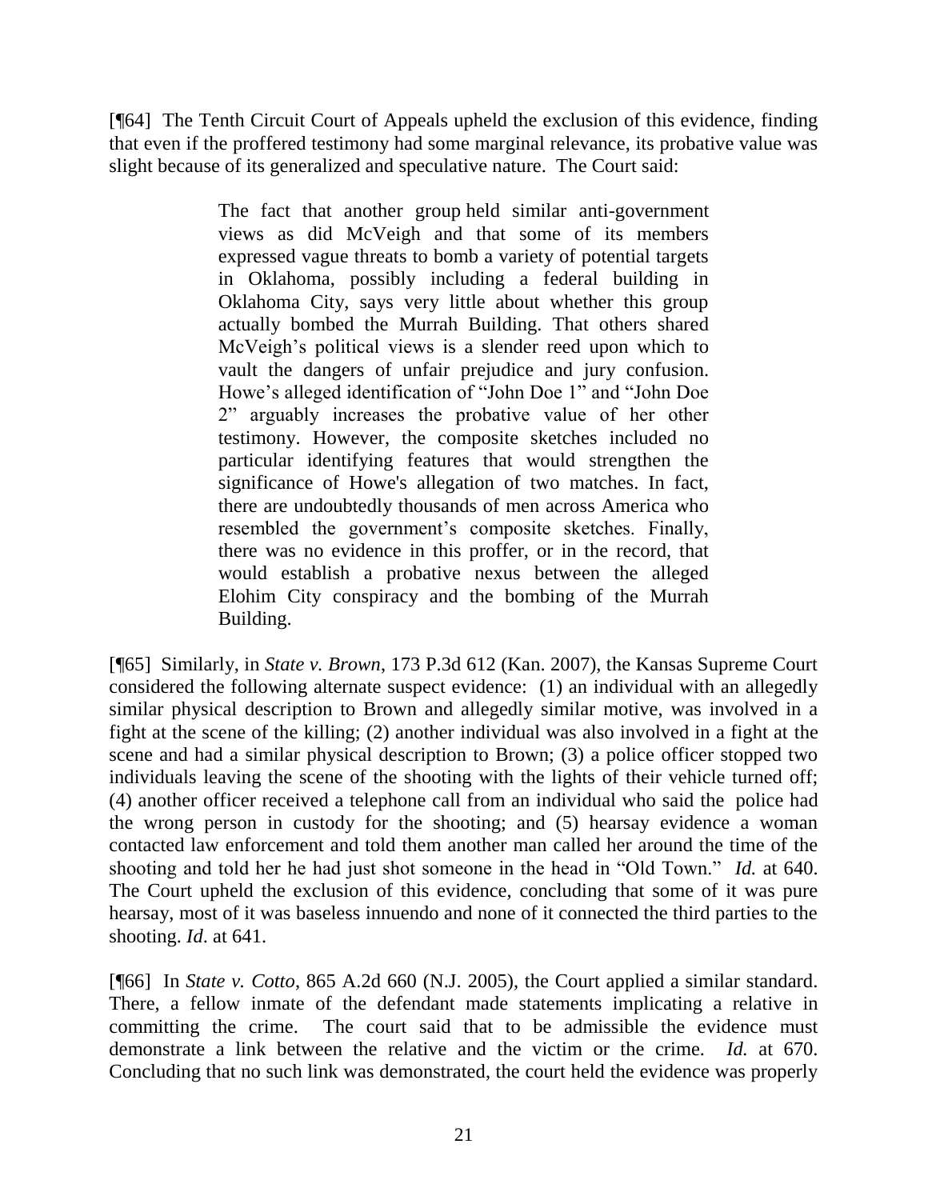[¶64] The Tenth Circuit Court of Appeals upheld the exclusion of this evidence, finding that even if the proffered testimony had some marginal relevance, its probative value was slight because of its generalized and speculative nature. The Court said:

> The fact that another group held similar anti-government views as did McVeigh and that some of its members expressed vague threats to bomb a variety of potential targets in Oklahoma, possibly including a federal building in Oklahoma City, says very little about whether this group actually bombed the Murrah Building. That others shared McVeigh's political views is a slender reed upon which to vault the dangers of unfair prejudice and jury confusion. Howe's alleged identification of "John Doe 1" and "John Doe 2" arguably increases the probative value of her other testimony. However, the composite sketches included no particular identifying features that would strengthen the significance of Howe's allegation of two matches. In fact, there are undoubtedly thousands of men across America who resembled the government's composite sketches. Finally, there was no evidence in this proffer, or in the record, that would establish a probative nexus between the alleged Elohim City conspiracy and the bombing of the Murrah Building.

[¶65] Similarly, in *State v. Brown*, 173 P.3d 612 (Kan. 2007), the Kansas Supreme Court considered the following alternate suspect evidence: (1) an individual with an allegedly similar physical description to Brown and allegedly similar motive, was involved in a fight at the scene of the killing; (2) another individual was also involved in a fight at the scene and had a similar physical description to Brown; (3) a police officer stopped two individuals leaving the scene of the shooting with the lights of their vehicle turned off; (4) another officer received a telephone call from an individual who said the police had the wrong person in custody for the shooting; and (5) hearsay evidence a woman contacted law enforcement and told them another man called her around the time of the shooting and told her he had just shot someone in the head in "Old Town." *Id.* at 640. The Court upheld the exclusion of this evidence, concluding that some of it was pure hearsay, most of it was baseless innuendo and none of it connected the third parties to the shooting. *Id*. at 641.

[¶66] In *State v. Cotto*, 865 A.2d 660 (N.J. 2005), the Court applied a similar standard. There, a fellow inmate of the defendant made statements implicating a relative in committing the crime. The court said that to be admissible the evidence must demonstrate a link between the relative and the victim or the crime. *Id.* at 670. Concluding that no such link was demonstrated, the court held the evidence was properly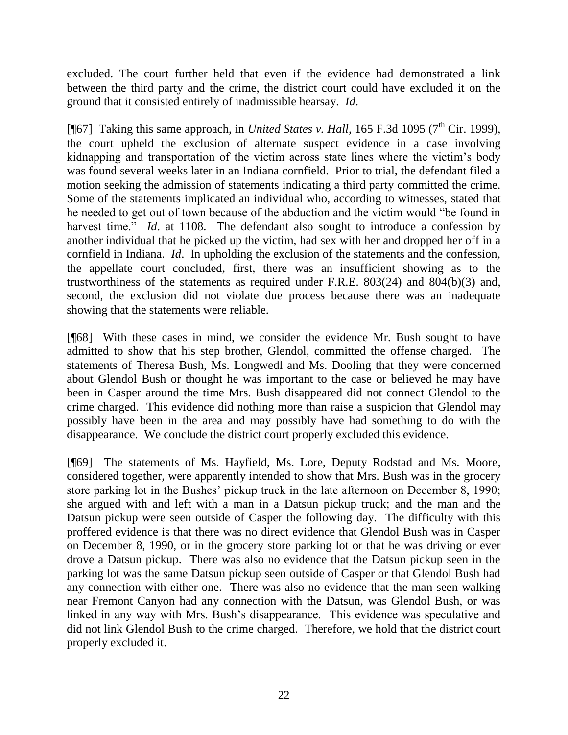excluded. The court further held that even if the evidence had demonstrated a link between the third party and the crime, the district court could have excluded it on the ground that it consisted entirely of inadmissible hearsay. *Id*.

[¶67] Taking this same approach, in *United States v. Hall*, 165 F.3d 1095 (7th Cir. 1999), the court upheld the exclusion of alternate suspect evidence in a case involving kidnapping and transportation of the victim across state lines where the victim's body was found several weeks later in an Indiana cornfield. Prior to trial, the defendant filed a motion seeking the admission of statements indicating a third party committed the crime. Some of the statements implicated an individual who, according to witnesses, stated that he needed to get out of town because of the abduction and the victim would "be found in harvest time." *Id*. at 1108. The defendant also sought to introduce a confession by another individual that he picked up the victim, had sex with her and dropped her off in a cornfield in Indiana. *Id*. In upholding the exclusion of the statements and the confession, the appellate court concluded, first, there was an insufficient showing as to the trustworthiness of the statements as required under F.R.E. 803(24) and 804(b)(3) and, second, the exclusion did not violate due process because there was an inadequate showing that the statements were reliable.

[¶68] With these cases in mind, we consider the evidence Mr. Bush sought to have admitted to show that his step brother, Glendol, committed the offense charged. The statements of Theresa Bush, Ms. Longwedl and Ms. Dooling that they were concerned about Glendol Bush or thought he was important to the case or believed he may have been in Casper around the time Mrs. Bush disappeared did not connect Glendol to the crime charged. This evidence did nothing more than raise a suspicion that Glendol may possibly have been in the area and may possibly have had something to do with the disappearance. We conclude the district court properly excluded this evidence.

[¶69] The statements of Ms. Hayfield, Ms. Lore, Deputy Rodstad and Ms. Moore, considered together, were apparently intended to show that Mrs. Bush was in the grocery store parking lot in the Bushes' pickup truck in the late afternoon on December 8, 1990; she argued with and left with a man in a Datsun pickup truck; and the man and the Datsun pickup were seen outside of Casper the following day. The difficulty with this proffered evidence is that there was no direct evidence that Glendol Bush was in Casper on December 8, 1990, or in the grocery store parking lot or that he was driving or ever drove a Datsun pickup. There was also no evidence that the Datsun pickup seen in the parking lot was the same Datsun pickup seen outside of Casper or that Glendol Bush had any connection with either one. There was also no evidence that the man seen walking near Fremont Canyon had any connection with the Datsun, was Glendol Bush, or was linked in any way with Mrs. Bush's disappearance. This evidence was speculative and did not link Glendol Bush to the crime charged. Therefore, we hold that the district court properly excluded it.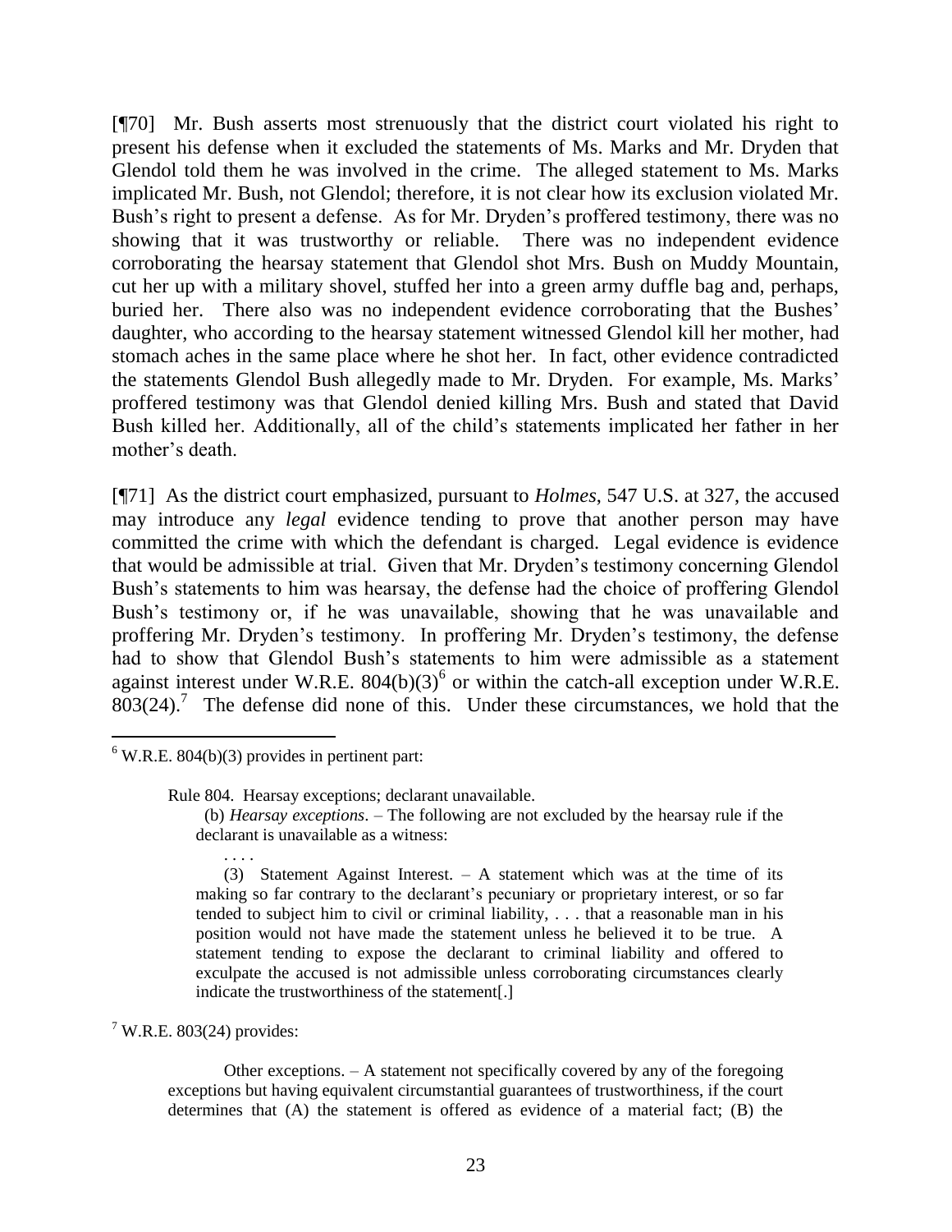[¶70] Mr. Bush asserts most strenuously that the district court violated his right to present his defense when it excluded the statements of Ms. Marks and Mr. Dryden that Glendol told them he was involved in the crime. The alleged statement to Ms. Marks implicated Mr. Bush, not Glendol; therefore, it is not clear how its exclusion violated Mr. Bush's right to present a defense. As for Mr. Dryden's proffered testimony, there was no showing that it was trustworthy or reliable. There was no independent evidence corroborating the hearsay statement that Glendol shot Mrs. Bush on Muddy Mountain, cut her up with a military shovel, stuffed her into a green army duffle bag and, perhaps, buried her. There also was no independent evidence corroborating that the Bushes' daughter, who according to the hearsay statement witnessed Glendol kill her mother, had stomach aches in the same place where he shot her. In fact, other evidence contradicted the statements Glendol Bush allegedly made to Mr. Dryden. For example, Ms. Marks' proffered testimony was that Glendol denied killing Mrs. Bush and stated that David Bush killed her. Additionally, all of the child's statements implicated her father in her mother's death.

[¶71] As the district court emphasized, pursuant to *Holmes*, 547 U.S. at 327, the accused may introduce any *legal* evidence tending to prove that another person may have committed the crime with which the defendant is charged. Legal evidence is evidence that would be admissible at trial. Given that Mr. Dryden's testimony concerning Glendol Bush's statements to him was hearsay, the defense had the choice of proffering Glendol Bush's testimony or, if he was unavailable, showing that he was unavailable and proffering Mr. Dryden's testimony. In proffering Mr. Dryden's testimony, the defense had to show that Glendol Bush's statements to him were admissible as a statement against interest under W.R.E. 804(b)(3)[6] or within the catch-all exception under W.R.E. 803(24).[7] The defense did none of this. Under these circumstances, we hold that the

---

[6] W.R.E. 804(b)(3) provides in pertinent part:

> Rule 804. Hearsay exceptions; declarant unavailable.
>
> (b) *Hearsay exceptions*. – The following are not excluded by the hearsay rule if the declarant is unavailable as a witness:
>
> . . . .
>
> (3) Statement Against Interest. – A statement which was at the time of its making so far contrary to the declarant's pecuniary or proprietary interest, or so far tended to subject him to civil or criminal liability, . . . that a reasonable man in his position would not have made the statement unless he believed it to be true. A statement tending to expose the declarant to criminal liability and offered to exculpate the accused is not admissible unless corroborating circumstances clearly indicate the trustworthiness of the statement[.]

[7] W.R.E. 803(24) provides:

> Other exceptions. – A statement not specifically covered by any of the foregoing exceptions but having equivalent circumstantial guarantees of trustworthiness, if the court determines that (A) the statement is offered as evidence of a material fact; (B) the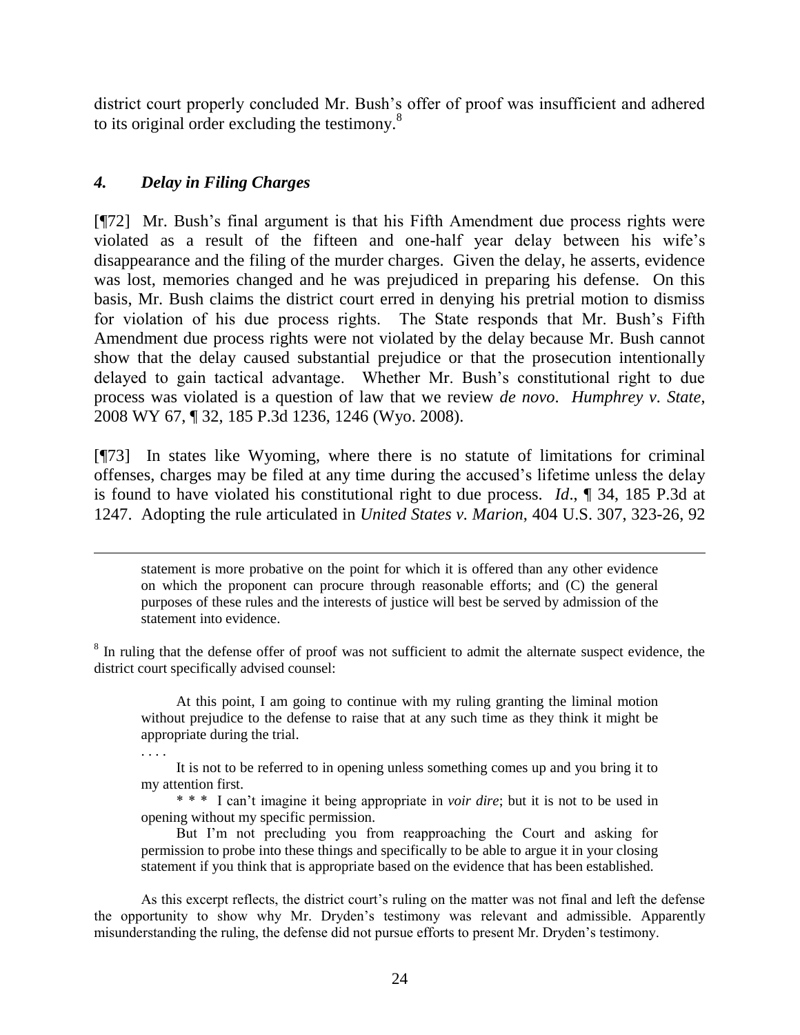district court properly concluded Mr. Bush's offer of proof was insufficient and adhered to its original order excluding the testimony.[8]

### *4. Delay in Filing Charges*

[¶72] Mr. Bush's final argument is that his Fifth Amendment due process rights were violated as a result of the fifteen and one-half year delay between his wife's disappearance and the filing of the murder charges. Given the delay, he asserts, evidence was lost, memories changed and he was prejudiced in preparing his defense. On this basis, Mr. Bush claims the district court erred in denying his pretrial motion to dismiss for violation of his due process rights. The State responds that Mr. Bush's Fifth Amendment due process rights were not violated by the delay because Mr. Bush cannot show that the delay caused substantial prejudice or that the prosecution intentionally delayed to gain tactical advantage. Whether Mr. Bush's constitutional right to due process was violated is a question of law that we review *de novo*. *Humphrey v. State*, 2008 WY 67, ¶ 32, 185 P.3d 1236, 1246 (Wyo. 2008).

[¶73] In states like Wyoming, where there is no statute of limitations for criminal offenses, charges may be filed at any time during the accused's lifetime unless the delay is found to have violated his constitutional right to due process. *Id*., ¶ 34, 185 P.3d at 1247. Adopting the rule articulated in *United States v. Marion*, 404 U.S. 307, 323-26, 92

---

> statement is more probative on the point for which it is offered than any other evidence on which the proponent can procure through reasonable efforts; and (C) the general purposes of these rules and the interests of justice will best be served by admission of the statement into evidence.

[8] In ruling that the defense offer of proof was not sufficient to admit the alternate suspect evidence, the district court specifically advised counsel:

> At this point, I am going to continue with my ruling granting the liminal motion without prejudice to the defense to raise that at any such time as they think it might be appropriate during the trial.
>
> . . . .
>
> It is not to be referred to in opening unless something comes up and you bring it to my attention first.
>
> \* \* \* I can't imagine it being appropriate in *voir dire*; but it is not to be used in opening without my specific permission.
>
> But I'm not precluding you from reapproaching the Court and asking for permission to probe into these things and specifically to be able to argue it in your closing statement if you think that is appropriate based on the evidence that has been established.

As this excerpt reflects, the district court's ruling on the matter was not final and left the defense the opportunity to show why Mr. Dryden's testimony was relevant and admissible. Apparently misunderstanding the ruling, the defense did not pursue efforts to present Mr. Dryden's testimony.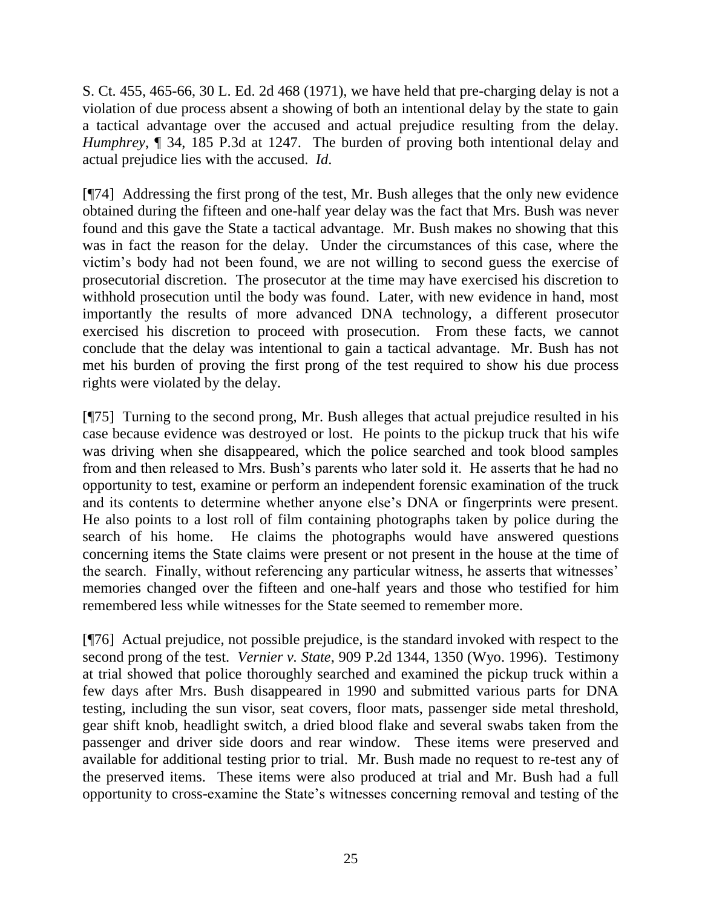S. Ct. 455, 465-66, 30 L. Ed. 2d 468 (1971), we have held that pre-charging delay is not a violation of due process absent a showing of both an intentional delay by the state to gain a tactical advantage over the accused and actual prejudice resulting from the delay. *Humphrey*, ¶ 34, 185 P.3d at 1247. The burden of proving both intentional delay and actual prejudice lies with the accused. *Id*.

[¶74] Addressing the first prong of the test, Mr. Bush alleges that the only new evidence obtained during the fifteen and one-half year delay was the fact that Mrs. Bush was never found and this gave the State a tactical advantage. Mr. Bush makes no showing that this was in fact the reason for the delay. Under the circumstances of this case, where the victim's body had not been found, we are not willing to second guess the exercise of prosecutorial discretion. The prosecutor at the time may have exercised his discretion to withhold prosecution until the body was found. Later, with new evidence in hand, most importantly the results of more advanced DNA technology, a different prosecutor exercised his discretion to proceed with prosecution. From these facts, we cannot conclude that the delay was intentional to gain a tactical advantage. Mr. Bush has not met his burden of proving the first prong of the test required to show his due process rights were violated by the delay.

[¶75] Turning to the second prong, Mr. Bush alleges that actual prejudice resulted in his case because evidence was destroyed or lost. He points to the pickup truck that his wife was driving when she disappeared, which the police searched and took blood samples from and then released to Mrs. Bush's parents who later sold it. He asserts that he had no opportunity to test, examine or perform an independent forensic examination of the truck and its contents to determine whether anyone else's DNA or fingerprints were present. He also points to a lost roll of film containing photographs taken by police during the search of his home. He claims the photographs would have answered questions concerning items the State claims were present or not present in the house at the time of the search. Finally, without referencing any particular witness, he asserts that witnesses' memories changed over the fifteen and one-half years and those who testified for him remembered less while witnesses for the State seemed to remember more.

[¶76] Actual prejudice, not possible prejudice, is the standard invoked with respect to the second prong of the test. *Vernier v. State*, 909 P.2d 1344, 1350 (Wyo. 1996). Testimony at trial showed that police thoroughly searched and examined the pickup truck within a few days after Mrs. Bush disappeared in 1990 and submitted various parts for DNA testing, including the sun visor, seat covers, floor mats, passenger side metal threshold, gear shift knob, headlight switch, a dried blood flake and several swabs taken from the passenger and driver side doors and rear window. These items were preserved and available for additional testing prior to trial. Mr. Bush made no request to re-test any of the preserved items. These items were also produced at trial and Mr. Bush had a full opportunity to cross-examine the State's witnesses concerning removal and testing of the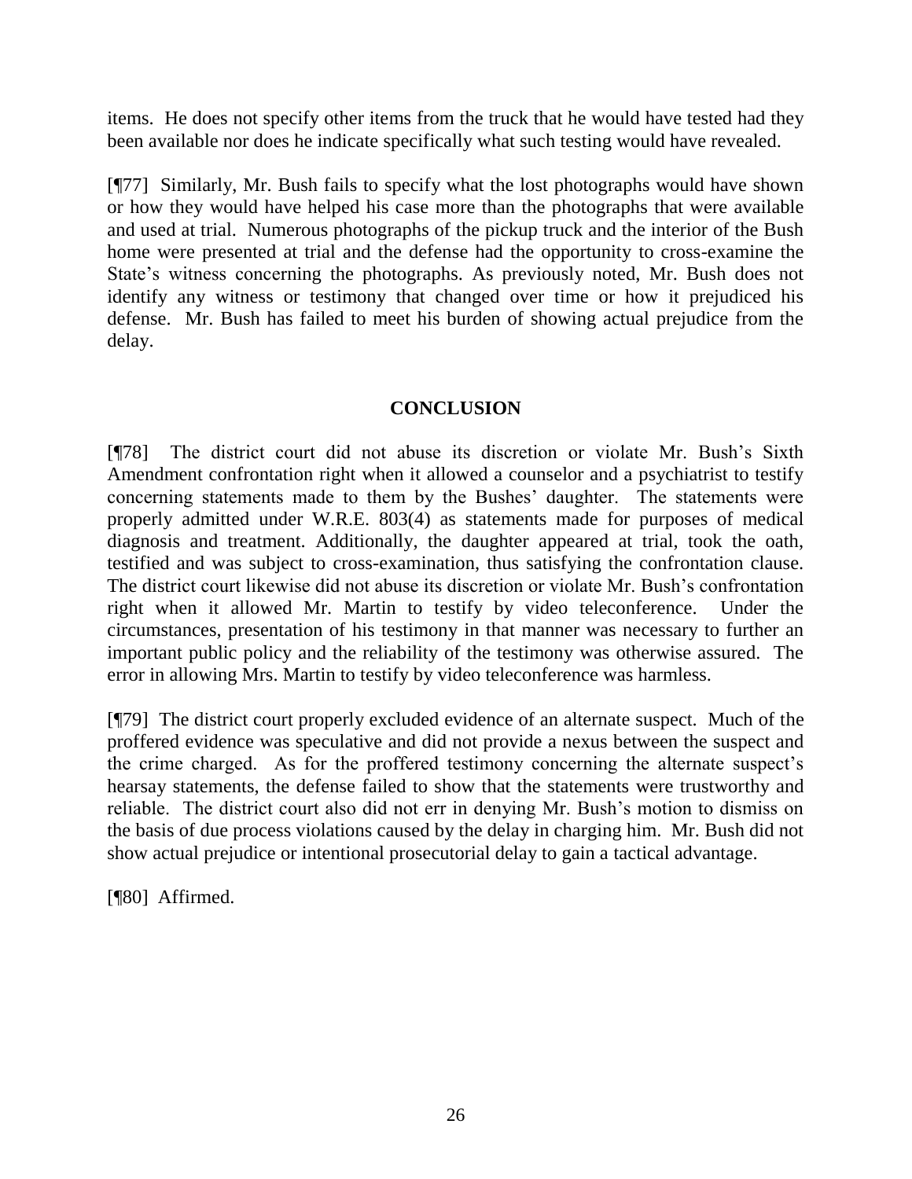items. He does not specify other items from the truck that he would have tested had they been available nor does he indicate specifically what such testing would have revealed.

[¶77] Similarly, Mr. Bush fails to specify what the lost photographs would have shown or how they would have helped his case more than the photographs that were available and used at trial. Numerous photographs of the pickup truck and the interior of the Bush home were presented at trial and the defense had the opportunity to cross-examine the State's witness concerning the photographs. As previously noted, Mr. Bush does not identify any witness or testimony that changed over time or how it prejudiced his defense. Mr. Bush has failed to meet his burden of showing actual prejudice from the delay.

## CONCLUSION

[¶78] The district court did not abuse its discretion or violate Mr. Bush's Sixth Amendment confrontation right when it allowed a counselor and a psychiatrist to testify concerning statements made to them by the Bushes' daughter. The statements were properly admitted under W.R.E. 803(4) as statements made for purposes of medical diagnosis and treatment. Additionally, the daughter appeared at trial, took the oath, testified and was subject to cross-examination, thus satisfying the confrontation clause. The district court likewise did not abuse its discretion or violate Mr. Bush's confrontation right when it allowed Mr. Martin to testify by video teleconference. Under the circumstances, presentation of his testimony in that manner was necessary to further an important public policy and the reliability of the testimony was otherwise assured. The error in allowing Mrs. Martin to testify by video teleconference was harmless.

[¶79] The district court properly excluded evidence of an alternate suspect. Much of the proffered evidence was speculative and did not provide a nexus between the suspect and the crime charged. As for the proffered testimony concerning the alternate suspect's hearsay statements, the defense failed to show that the statements were trustworthy and reliable. The district court also did not err in denying Mr. Bush's motion to dismiss on the basis of due process violations caused by the delay in charging him. Mr. Bush did not show actual prejudice or intentional prosecutorial delay to gain a tactical advantage.

[¶80] Affirmed.